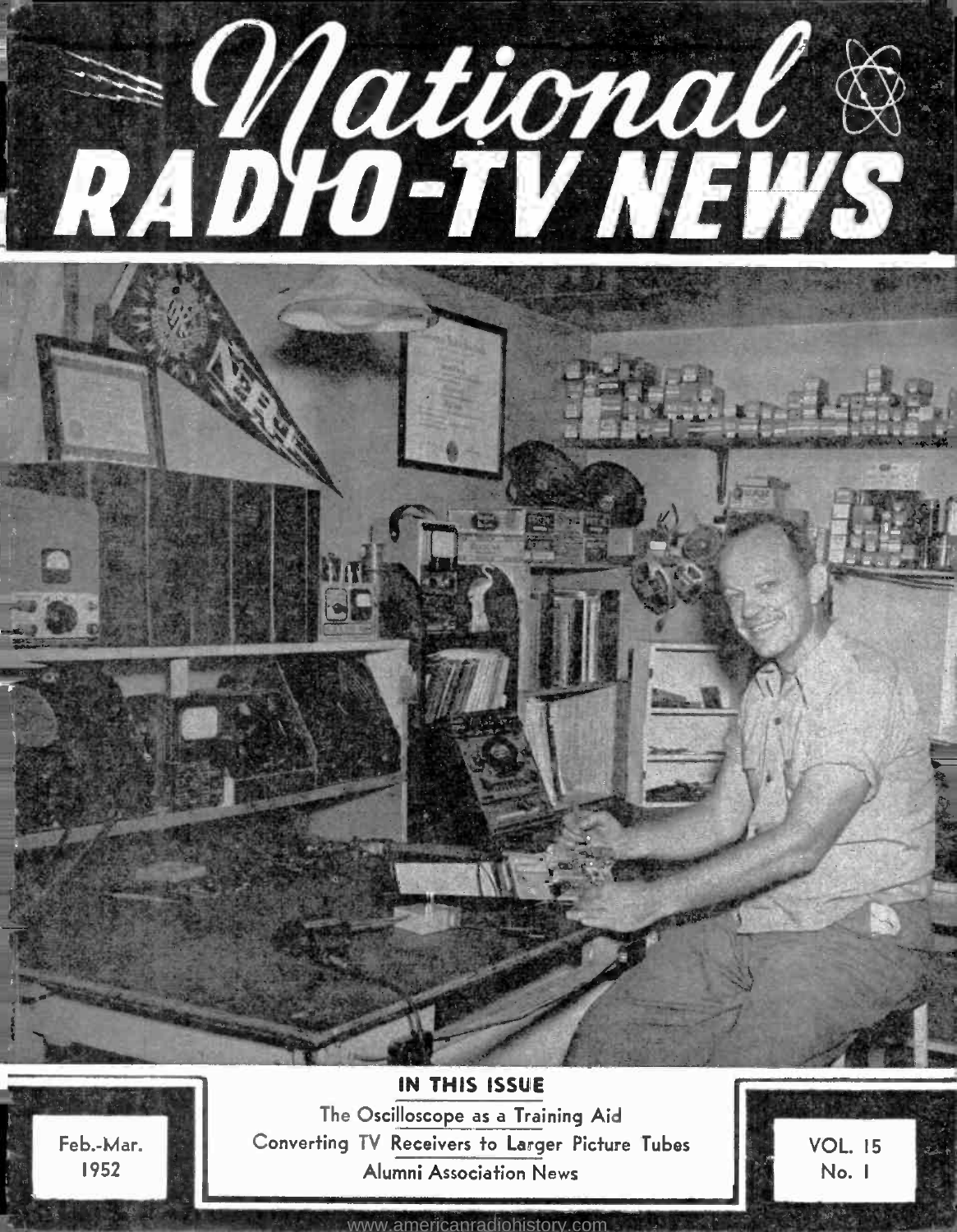# National RADIO-TV NEWS

**IN THIS ISSUE**

The Oscilloscope as a Training Aid

Converting TV Receivers to Larger Picture Tubes

Alumni Association News

Feb.-Mar. 1952

VOL. 15 No. 1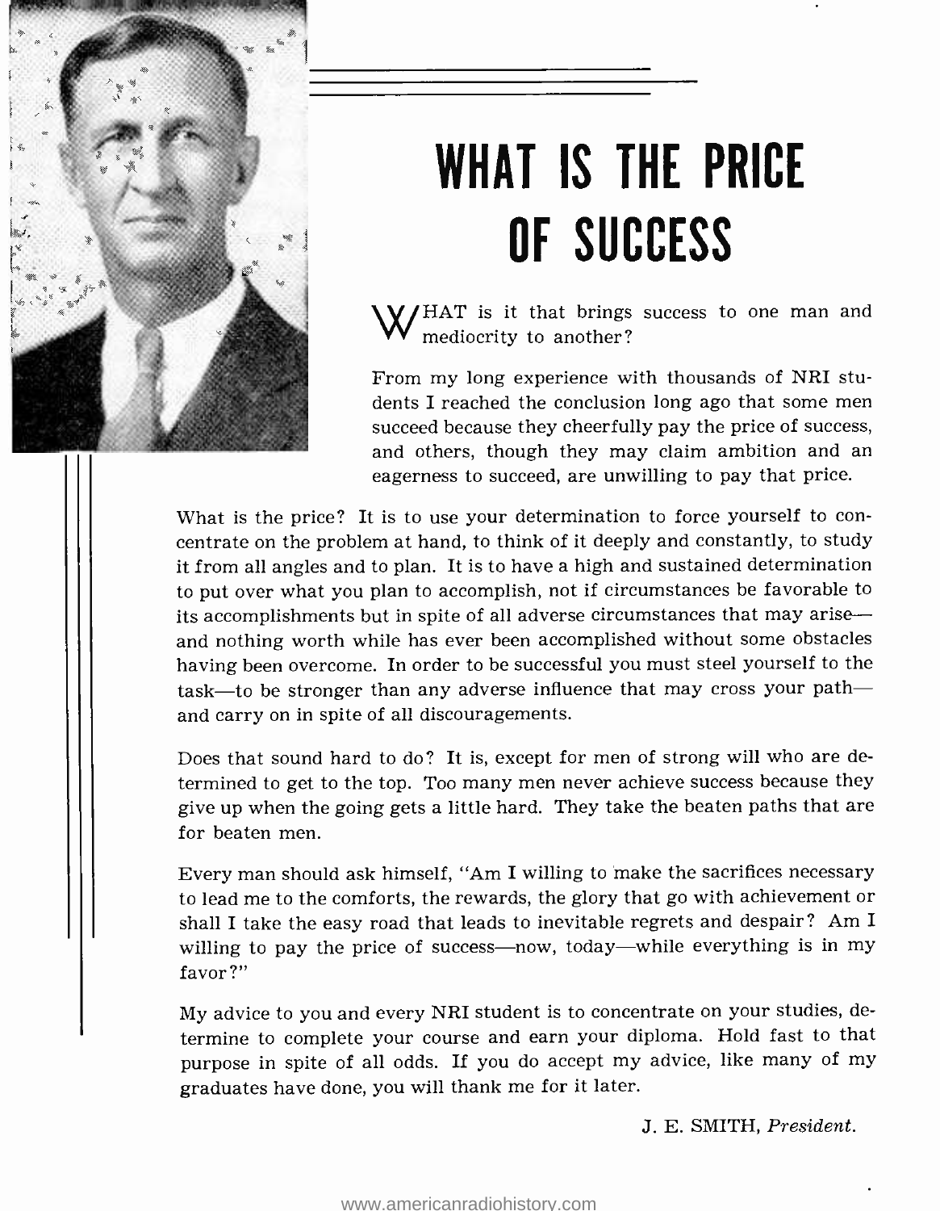# WHAT IS THE PRICE OF SUCCESS

WHAT is it that brings success to one man and mediocrity to another?

From my long experience with thousands of NRI students I reached the conclusion long ago that some men succeed because they cheerfully pay the price of success, and others, though they may claim ambition and an eagerness to succeed, are unwilling to pay that price.

What is the price? It is to use your determination to force yourself to concentrate on the problem at hand, to think of it deeply and constantly, to study it from all angles and to plan. It is to have a high and sustained determination to put over what you plan to accomplish, not if circumstances be favorable to its accomplishments but in spite of all adverse circumstances that may arise—and nothing worth while has ever been accomplished without some obstacles having been overcome. In order to be successful you must steel yourself to the task—to be stronger than any adverse influence that may cross your path—and carry on in spite of all discouragements.

Does that sound hard to do? It is, except for men of strong will who are determined to get to the top. Too many men never achieve success because they give up when the going gets a little hard. They take the beaten paths that are for beaten men.

Every man should ask himself, "Am I willing to make the sacrifices necessary to lead me to the comforts, the rewards, the glory that go with achievement or shall I take the easy road that leads to inevitable regrets and despair? Am I willing to pay the price of success—now, today—while everything is in my favor?"

My advice to you and every NRI student is to concentrate on your studies, determine to complete your course and earn your diploma. Hold fast to that purpose in spite of all odds. If you do accept my advice, like many of my graduates have done, you will thank me for it later.

J. E. SMITH, *President.*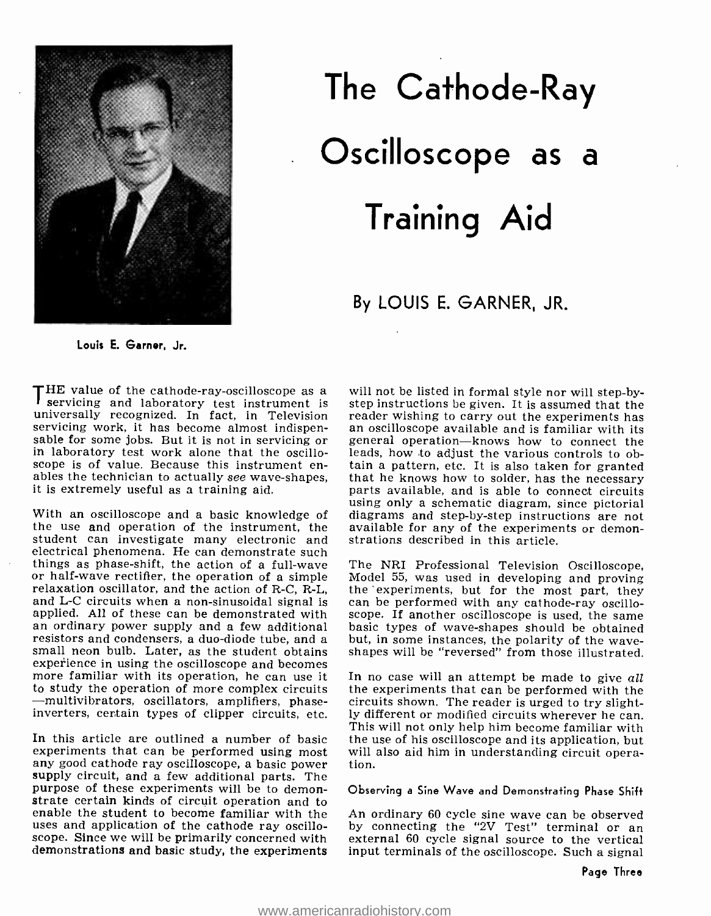# The Cathode-Ray Oscilloscope as a Training Aid

## By LOUIS E. GARNER, JR.

Louis E. Garner, Jr.

THE value of the cathode-ray-oscilloscope as a servicing and laboratory test instrument is universally recognized. In fact, in Television servicing work, it has become almost indispensable for some jobs. But it is not in servicing or in laboratory test work alone that the oscilloscope is of value. Because this instrument enables the technician to actually *see* wave-shapes, it is extremely useful as a training aid.

With an oscilloscope and a basic knowledge of the use and operation of the instrument, the student can investigate many electronic and electrical phenomena. He can demonstrate such things as phase-shift, the action of a full-wave or half-wave rectifier, the operation of a simple relaxation oscillator, and the action of R-C, R-L, and L-C circuits when a non-sinusoidal signal is applied. All of these can be demonstrated with an ordinary power supply and a few additional resistors and condensers, a duo-diode tube, and a small neon bulb. Later, as the student obtains experience in using the oscilloscope and becomes more familiar with its operation, he can use it to study the operation of more complex circuits—multivibrators, oscillators, amplifiers, phase-inverters, certain types of clipper circuits, etc.

In this article are outlined a number of basic experiments that can be performed using most any good cathode ray oscilloscope, a basic power supply circuit, and a few additional parts. The purpose of these experiments will be to demonstrate certain kinds of circuit operation and to enable the student to become familiar with the uses and application of the cathode ray oscilloscope. Since we will be primarily concerned with demonstrations and basic study, the experiments will not be listed in formal style nor will step-by-step instructions be given. It is assumed that the reader wishing to carry out the experiments has an oscilloscope available and is familiar with its general operation—knows how to connect the leads, how to adjust the various controls to obtain a pattern, etc. It is also taken for granted that he knows how to solder, has the necessary parts available, and is able to connect circuits using only a schematic diagram, since pictorial diagrams and step-by-step instructions are not available for any of the experiments or demonstrations described in this article.

The NRI Professional Television Oscilloscope, Model 55, was used in developing and proving the experiments, but for the most part, they can be performed with any cathode-ray oscilloscope. If another oscilloscope is used, the same basic types of wave-shapes should be obtained but, in some instances, the polarity of the wave-shapes will be "reversed" from those illustrated.

In no case will an attempt be made to give *all* the experiments that can be performed with the circuits shown. The reader is urged to try slightly different or modified circuits wherever he can. This will not only help him become familiar with the use of his oscilloscope and its application, but will also aid him in understanding circuit operation.

### Observing a Sine Wave and Demonstrating Phase Shift

An ordinary 60 cycle sine wave can be observed by connecting the "2V Test" terminal or an external 60 cycle signal source to the vertical input terminals of the oscilloscope. Such a signal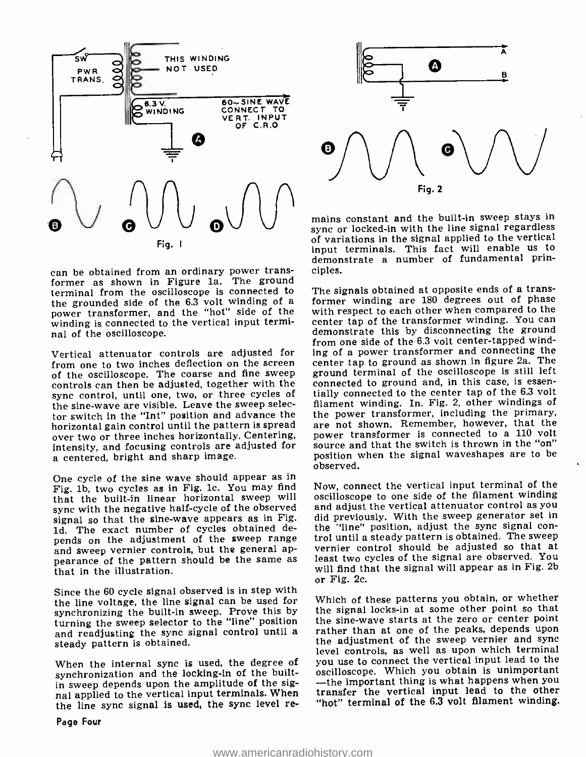Fig. 1

can be obtained from an ordinary power transformer as shown in Figure 1a. The ground terminal from the oscilloscope is connected to the grounded side of the 6.3 volt winding of a power transformer, and the "hot" side of the winding is connected to the vertical input terminal of the oscilloscope.

Vertical attenuator controls are adjusted for from one to two inches deflection on the screen of the oscilloscope. The coarse and fine sweep controls can then be adjusted, together with the sync control, until one, two, or three cycles of the sine-wave are visible. Leave the sweep selector switch in the "Int" position and advance the horizontal gain control until the pattern is spread over two or three inches horizontally. Centering, intensity, and focusing controls are adjusted for a centered, bright and sharp image.

One cycle of the sine wave should appear as in Fig. 1b, two cycles as in Fig. 1c. You may find that the built-in linear horizontal sweep will sync with the negative half-cycle of the observed signal so that the sine-wave appears as in Fig. 1d. The exact number of cycles obtained depends on the adjustment of the sweep range and sweep vernier controls, but the general appearance of the pattern should be the same as that in the illustration.

Since the 60 cycle signal observed is in step with the line voltage, the line signal can be used for synchronizing the built-in sweep. Prove this by turning the sweep selector to the "line" position and readjusting the sync signal control until a steady pattern is obtained.

When the internal sync is used, the degree of synchronization and the locking-in of the built-in sweep depends upon the amplitude of the signal applied to the vertical input terminals. When the line sync signal is used, the sync level remains constant and the built-in sweep stays in sync or locked-in with the line signal regardless of variations in the signal applied to the vertical input terminals. This fact will enable us to demonstrate a number of fundamental principles.

Fig. 2

The signals obtained at opposite ends of a transformer winding are 180 degrees out of phase with respect to each other when compared to the center tap of the transformer winding. You can demonstrate this by disconnecting the ground from one side of the 6.3 volt center-tapped winding of a power transformer and connecting the center tap to ground as shown in figure 2a. The ground terminal of the oscilloscope is still left connected to ground and, in this case, is essentially connected to the center tap of the 6.3 volt filament winding. In. Fig. 2, other windings of the power transformer, including the primary, are not shown. Remember, however, that the power transformer is connected to a 110 volt source and that the switch is thrown in the "on" position when the signal waveshapes are to be observed.

Now, connect the vertical input terminal of the oscilloscope to one side of the filament winding and adjust the vertical attenuator control as you did previously. With the sweep generator set in the "line" position, adjust the sync signal control until a steady pattern is obtained. The sweep vernier control should be adjusted so that at least two cycles of the signal are observed. You will find that the signal will appear as in Fig. 2b or Fig. 2c.

Which of these patterns you obtain, or whether the signal locks-in at some other point so that the sine-wave starts at the zero or center point rather than at one of the peaks, depends upon the adjustment of the sweep vernier and sync level controls, as well as upon which terminal you use to connect the vertical input lead to the oscilloscope. Which you obtain is unimportant —the important thing is what happens when you transfer the vertical input lead to the other "hot" terminal of the 6.3 volt filament winding.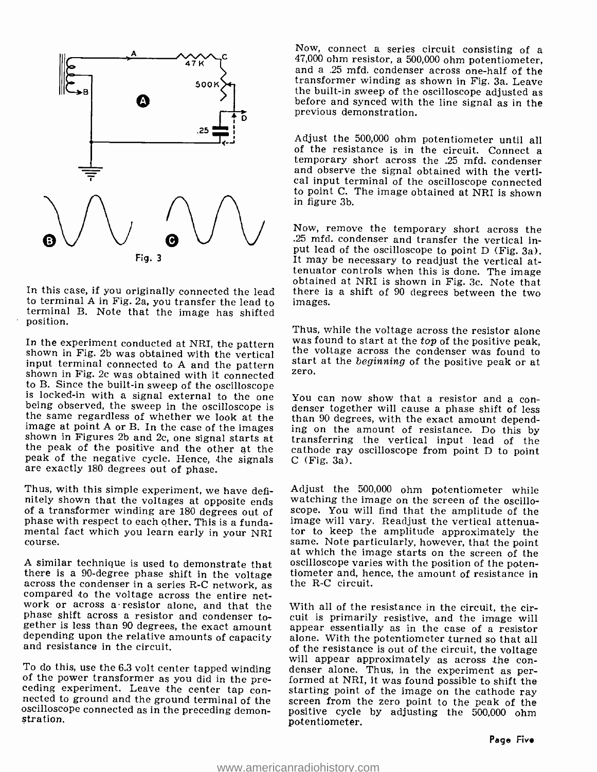Fig. 3

In this case, if you originally connected the lead to terminal A in Fig. 2a, you transfer the lead to terminal B. Note that the image has shifted position.

In the experiment conducted at NRI, the pattern shown in Fig. 2b was obtained with the vertical input terminal connected to A and the pattern shown in Fig. 2c was obtained with it connected to B. Since the built-in sweep of the oscilloscope is locked-in with a signal external to the one being observed, the sweep in the oscilloscope is the same regardless of whether we look at the image at point A or B. In the case of the images shown in Figures 2b and 2c, one signal starts at the peak of the positive and the other at the peak of the negative cycle. Hence, the signals are exactly 180 degrees out of phase.

Thus, with this simple experiment, we have definitely shown that the voltages at opposite ends of a transformer winding are 180 degrees out of phase with respect to each other. This is a fundamental fact which you learn early in your NRI course.

A similar technique is used to demonstrate that there is a 90-degree phase shift in the voltage across the condenser in a series R-C network, as compared to the voltage across the entire network or across a resistor alone, and that the phase shift across a resistor and condenser together is less than 90 degrees, the exact amount depending upon the relative amounts of capacity and resistance in the circuit.

To do this, use the 6.3 volt center tapped winding of the power transformer as you did in the preceding experiment. Leave the center tap connected to ground and the ground terminal of the oscilloscope connected as in the preceding demonstration.

Now, connect a series circuit consisting of a 47,000 ohm resistor, a 500,000 ohm potentiometer, and a .25 mfd. condenser across one-half of the transformer winding as shown in Fig. 3a. Leave the built-in sweep of the oscilloscope adjusted as before and synced with the line signal as in the previous demonstration.

Adjust the 500,000 ohm potentiometer until all of the resistance is in the circuit. Connect a temporary short across the .25 mfd. condenser and observe the signal obtained with the vertical input terminal of the oscilloscope connected to point C. The image obtained at NRI is shown in figure 3b.

Now, remove the temporary short across the .25 mfd. condenser and transfer the vertical input lead of the oscilloscope to point D (Fig. 3a). It may be necessary to readjust the vertical attenuator controls when this is done. The image obtained at NRI is shown in Fig. 3c. Note that there is a shift of 90 degrees between the two images.

Thus, while the voltage across the resistor alone was found to start at the *top* of the positive peak, the voltage across the condenser was found to start at the *beginning* of the positive peak or at zero.

You can now show that a resistor and a condenser together will cause a phase shift of less than 90 degrees, with the exact amount depending on the amount of resistance. Do this by transferring the vertical input lead of the cathode ray oscilloscope from point D to point C (Fig. 3a).

Adjust the 500,000 ohm potentiometer while watching the image on the screen of the oscilloscope. You will find that the amplitude of the image will vary. Readjust the vertical attenuator to keep the amplitude approximately the same. Note particularly, however, that the point at which the image starts on the screen of the oscilloscope varies with the position of the potentiometer and, hence, the amount of resistance in the R-C circuit.

With all of the resistance in the circuit, the circuit is primarily resistive, and the image will appear essentially as in the case of a resistor alone. With the potentiometer turned so that all of the resistance is out of the circuit, the voltage will appear approximately as across the condenser alone. Thus, in the experiment as performed at NRI, it was found possible to shift the starting point of the image on the cathode ray screen from the zero point to the peak of the positive cycle by adjusting the 500,000 ohm potentiometer.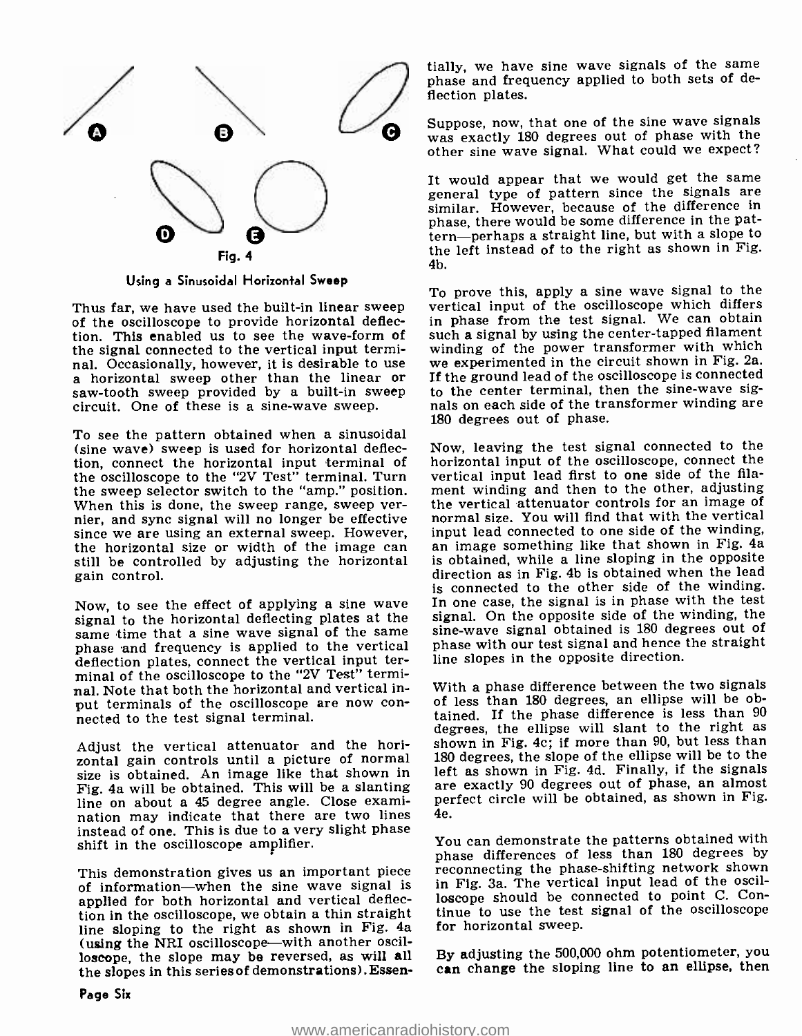Fig. 4

## Using a Sinusoidal Horizontal Sweep

Thus far, we have used the built-in linear sweep of the oscilloscope to provide horizontal deflection. This enabled us to see the wave-form of the signal connected to the vertical input terminal. Occasionally, however, it is desirable to use a horizontal sweep other than the linear or saw-tooth sweep provided by a built-in sweep circuit. One of these is a sine-wave sweep.

To see the pattern obtained when a sinusoidal (sine wave) sweep is used for horizontal deflection, connect the horizontal input terminal of the oscilloscope to the "2V Test" terminal. Turn the sweep selector switch to the "amp." position. When this is done, the sweep range, sweep vernier, and sync signal will no longer be effective since we are using an external sweep. However, the horizontal size or width of the image can still be controlled by adjusting the horizontal gain control.

Now, to see the effect of applying a sine wave signal to the horizontal deflecting plates at the same time that a sine wave signal of the same phase and frequency is applied to the vertical deflection plates, connect the vertical input terminal of the oscilloscope to the "2V Test" terminal. Note that both the horizontal and vertical input terminals of the oscilloscope are now connected to the test signal terminal.

Adjust the vertical attenuator and the horizontal gain controls until a picture of normal size is obtained. An image like that shown in Fig. 4a will be obtained. This will be a slanting line on about a 45 degree angle. Close examination may indicate that there are two lines instead of one. This is due to a very slight phase shift in the oscilloscope amplifier.

This demonstration gives us an important piece of information—when the sine wave signal is applied for both horizontal and vertical deflection in the oscilloscope, we obtain a thin straight line sloping to the right as shown in Fig. 4a (using the NRI oscilloscope—with another oscilloscope, the slope may be reversed, as will all the slopes in this series of demonstrations). Essentially, we have sine wave signals of the same phase and frequency applied to both sets of deflection plates.

Suppose, now, that one of the sine wave signals was exactly 180 degrees out of phase with the other sine wave signal. What could we expect?

It would appear that we would get the same general type of pattern since the signals are similar. However, because of the difference in phase, there would be some difference in the pattern—perhaps a straight line, but with a slope to the left instead of to the right as shown in Fig. 4b.

To prove this, apply a sine wave signal to the vertical input of the oscilloscope which differs in phase from the test signal. We can obtain such a signal by using the center-tapped filament winding of the power transformer with which we experimented in the circuit shown in Fig. 2a. If the ground lead of the oscilloscope is connected to the center terminal, then the sine-wave signals on each side of the transformer winding are 180 degrees out of phase.

Now, leaving the test signal connected to the horizontal input of the oscilloscope, connect the vertical input lead first to one side of the filament winding and then to the other, adjusting the vertical attenuator controls for an image of normal size. You will find that with the vertical input lead connected to one side of the winding, an image something like that shown in Fig. 4a is obtained, while a line sloping in the opposite direction as in Fig. 4b is obtained when the lead is connected to the other side of the winding. In one case, the signal is in phase with the test signal. On the opposite side of the winding, the sine-wave signal obtained is 180 degrees out of phase with our test signal and hence the straight line slopes in the opposite direction.

With a phase difference between the two signals of less than 180 degrees, an ellipse will be obtained. If the phase difference is less than 90 degrees, the ellipse will slant to the right as shown in Fig. 4c; if more than 90, but less than 180 degrees, the slope of the ellipse will be to the left as shown in Fig. 4d. Finally, if the signals are exactly 90 degrees out of phase, an almost perfect circle will be obtained, as shown in Fig. 4e.

You can demonstrate the patterns obtained with phase differences of less than 180 degrees by reconnecting the phase-shifting network shown in Fig. 3a. The vertical input lead of the oscilloscope should be connected to point C. Continue to use the test signal of the oscilloscope for horizontal sweep.

By adjusting the 500,000 ohm potentiometer, you can change the sloping line to an ellipse, then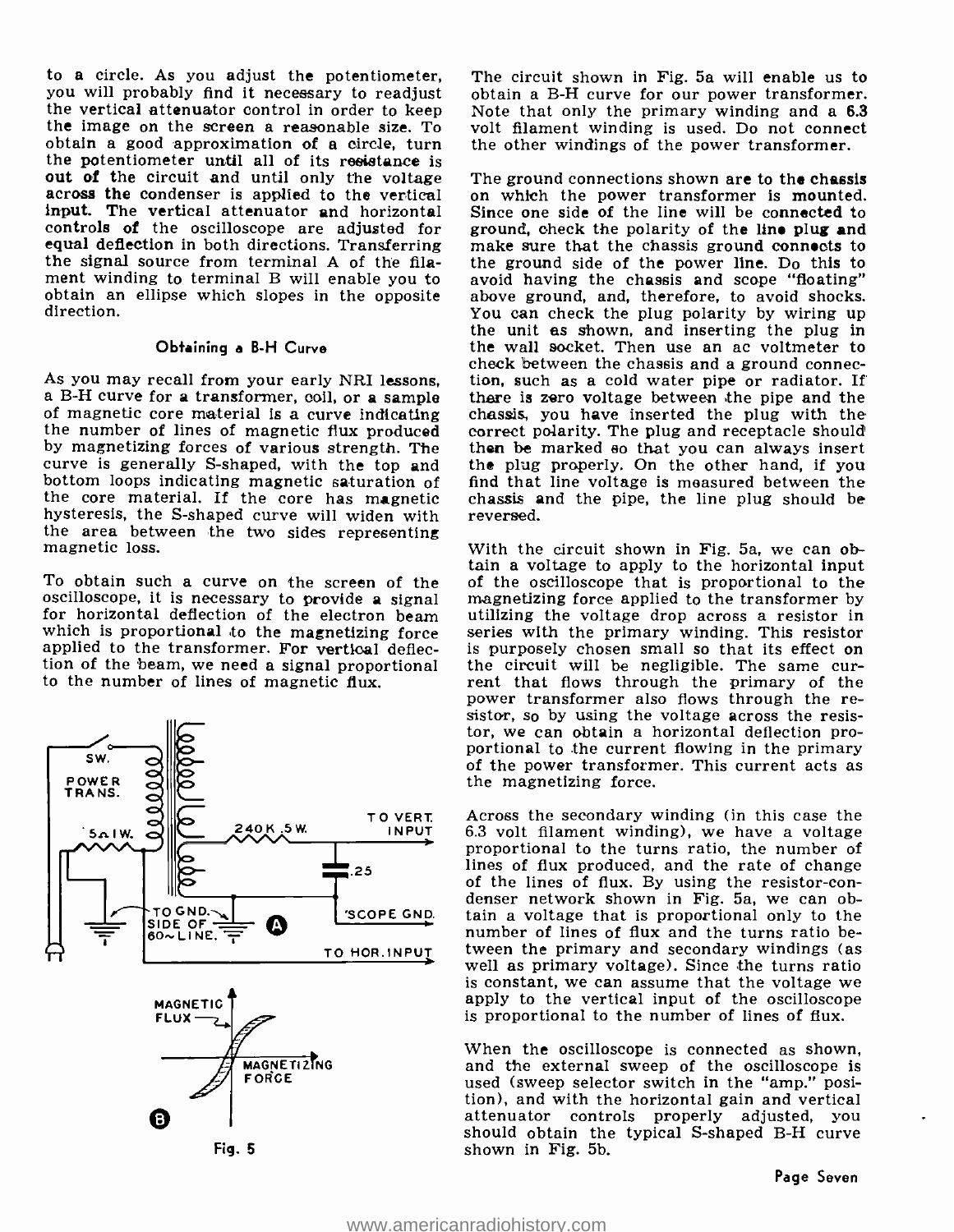to a circle. As you adjust the potentiometer, you will probably find it necessary to readjust the vertical attenuator control in order to keep the image on the screen a reasonable size. To obtain a good approximation of a circle, turn the potentiometer until all of its resistance is out of the circuit and until only the voltage across the condenser is applied to the vertical input. The vertical attenuator and horizontal controls of the oscilloscope are adjusted for equal deflection in both directions. Transferring the signal source from terminal A of the filament winding to terminal B will enable you to obtain an ellipse which slopes in the opposite direction.

### Obtaining a B-H Curve

As you may recall from your early NRI lessons, a B-H curve for a transformer, coil, or a sample of magnetic core material is a curve indicating the number of lines of magnetic flux produced by magnetizing forces of various strength. The curve is generally S-shaped, with the top and bottom loops indicating magnetic saturation of the core material. If the core has magnetic hysteresis, the S-shaped curve will widen with the area between the two sides representing magnetic loss.

To obtain such a curve on the screen of the oscilloscope, it is necessary to provide a signal for horizontal deflection of the electron beam which is proportional to the magnetizing force applied to the transformer. For vertical deflection of the beam, we need a signal proportional to the number of lines of magnetic flux.

Fig. 5

The circuit shown in Fig. 5a will enable us to obtain a B-H curve for our power transformer. Note that only the primary winding and a 6.3 volt filament winding is used. Do not connect the other windings of the power transformer.

The ground connections shown are to the chassis on which the power transformer is mounted. Since one side of the line will be connected to ground, check the polarity of the line plug and make sure that the chassis ground connects to the ground side of the power line. Do this to avoid having the chassis and scope "floating" above ground, and, therefore, to avoid shocks. You can check the plug polarity by wiring up the unit as shown, and inserting the plug in the wall socket. Then use an ac voltmeter to check between the chassis and a ground connection, such as a cold water pipe or radiator. If there is zero voltage between the pipe and the chassis, you have inserted the plug with the correct polarity. The plug and receptacle should then be marked so that you can always insert the plug properly. On the other hand, if you find that line voltage is measured between the chassis and the pipe, the line plug should be reversed.

With the circuit shown in Fig. 5a, we can obtain a voltage to apply to the horizontal input of the oscilloscope that is proportional to the magnetizing force applied to the transformer by utilizing the voltage drop across a resistor in series with the primary winding. This resistor is purposely chosen small so that its effect on the circuit will be negligible. The same current that flows through the primary of the power transformer also flows through the resistor, so by using the voltage across the resistor, we can obtain a horizontal deflection proportional to the current flowing in the primary of the power transformer. This current acts as the magnetizing force.

Across the secondary winding (in this case the 6.3 volt filament winding), we have a voltage proportional to the turns ratio, the number of lines of flux produced, and the rate of change of the lines of flux. By using the resistor-condenser network shown in Fig. 5a, we can obtain a voltage that is proportional only to the number of lines of flux and the turns ratio between the primary and secondary windings (as well as primary voltage). Since the turns ratio is constant, we can assume that the voltage we apply to the vertical input of the oscilloscope is proportional to the number of lines of flux.

When the oscilloscope is connected as shown, and the external sweep of the oscilloscope is used (sweep selector switch in the "amp." position), and with the horizontal gain and vertical attenuator controls properly adjusted, you should obtain the typical S-shaped B-H curve shown in Fig. 5b.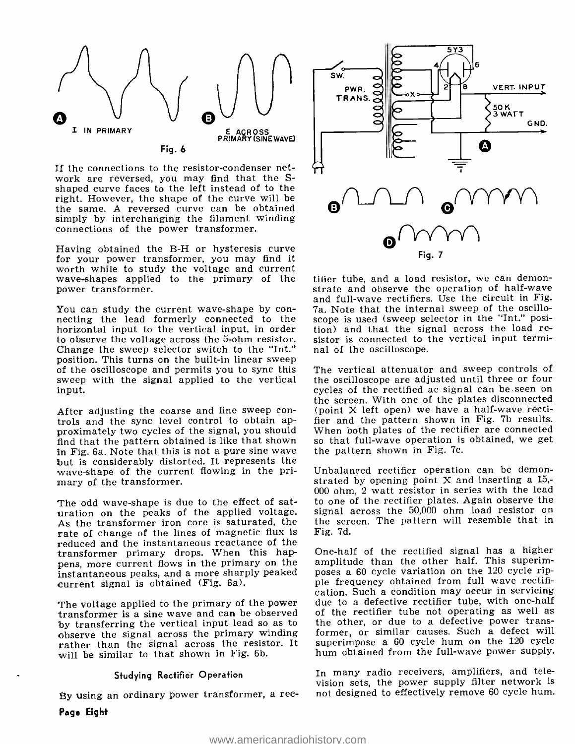If the connections to the resistor-condenser network are reversed, you may find that the S-shaped curve faces to the left instead of to the right. However, the shape of the curve will be the same. A reversed curve can be obtained simply by interchanging the filament winding connections of the power transformer.

Having obtained the B-H or hysteresis curve for your power transformer, you may find it worth while to study the voltage and current wave-shapes applied to the primary of the power transformer.

You can study the current wave-shape by connecting the lead formerly connected to the horizontal input to the vertical input, in order to observe the voltage across the 5-ohm resistor. Change the sweep selector switch to the "Int." position. This turns on the built-in linear sweep of the oscilloscope and permits you to sync this sweep with the signal applied to the vertical input.

After adjusting the coarse and fine sweep controls and the sync level control to obtain approximately two cycles of the signal, you should find that the pattern obtained is like that shown in Fig. 6a. Note that this is not a pure sine wave but is considerably distorted. It represents the wave-shape of the current flowing in the primary of the transformer.

The odd wave-shape is due to the effect of saturation on the peaks of the applied voltage. As the transformer iron core is saturated, the rate of change of the lines of magnetic flux is reduced and the instantaneous reactance of the transformer primary drops. When this happens, more current flows in the primary on the instantaneous peaks, and a more sharply peaked current signal is obtained (Fig. 6a).

The voltage applied to the primary of the power transformer is a sine wave and can be observed by transferring the vertical input lead so as to observe the signal across the primary winding rather than the signal across the resistor. It will be similar to that shown in Fig. 6b.

A — I IN PRIMARY

B — E ACROSS PRIMARY (SINE WAVE)

Fig. 6

## Studying Rectifier Operation

By using an ordinary power transformer, a rectifier tube, and a load resistor, we can demonstrate and observe the operation of half-wave and full-wave rectifiers. Use the circuit in Fig. 7a. Note that the internal sweep of the oscilloscope is used (sweep selector in the "Int." position) and that the signal across the load resistor is connected to the vertical input terminal of the oscilloscope.

The vertical attenuator and sweep controls of the oscilloscope are adjusted until three or four cycles of the rectified ac signal can be seen on the screen. With one of the plates disconnected (point X left open) we have a half-wave rectifier and the pattern shown in Fig. 7b results. When both plates of the rectifier are connected so that full-wave operation is obtained, we get the pattern shown in Fig. 7c.

Unbalanced rectifier operation can be demonstrated by opening point X and inserting a 15,000 ohm, 2 watt resistor in series with the lead to one of the rectifier plates. Again observe the signal across the 50,000 ohm load resistor on the screen. The pattern will resemble that in Fig. 7d.

SW. — PWR. TRANS. — 5Y3 — VERT. INPUT — 50 K 3 WATT — GND.

Fig. 7

One-half of the rectified signal has a higher amplitude than the other half. This superimposes a 60 cycle variation on the 120 cycle ripple frequency obtained from full wave rectification. Such a condition may occur in servicing due to a defective rectifier tube, with one-half of the rectifier tube not operating as well as the other, or due to a defective power transformer, or similar causes. Such a defect will superimpose a 60 cycle hum on the 120 cycle hum obtained from the full-wave power supply.

In many radio receivers, amplifiers, and television sets, the power supply filter network is not designed to effectively remove 60 cycle hum.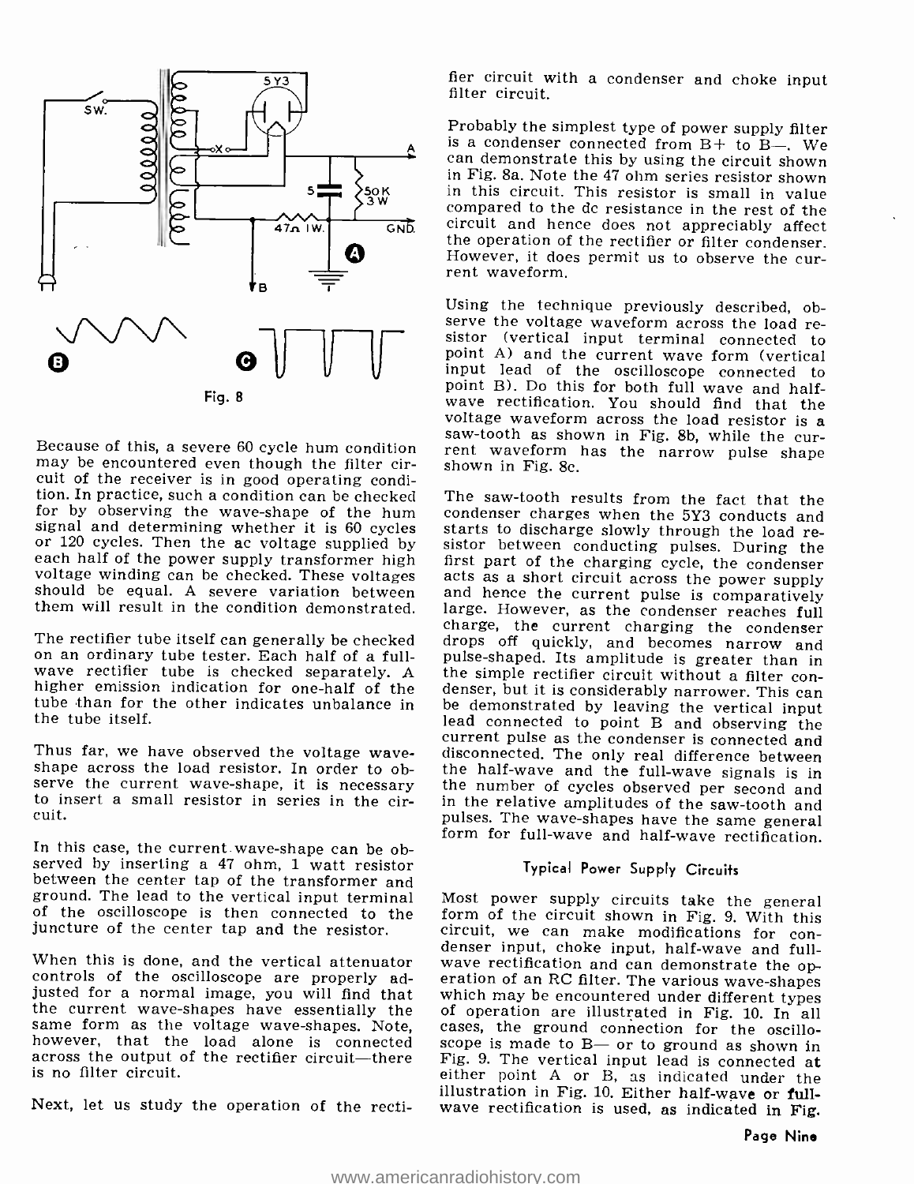Fig. 8

Because of this, a severe 60 cycle hum condition may be encountered even though the filter circuit of the receiver is in good operating condition. In practice, such a condition can be checked for by observing the wave-shape of the hum signal and determining whether it is 60 cycles or 120 cycles. Then the ac voltage supplied by each half of the power supply transformer high voltage winding can be checked. These voltages should be equal. A severe variation between them will result in the condition demonstrated.

The rectifier tube itself can generally be checked on an ordinary tube tester. Each half of a full-wave rectifier tube is checked separately. A higher emission indication for one-half of the tube than for the other indicates unbalance in the tube itself.

Thus far, we have observed the voltage wave-shape across the load resistor. In order to observe the current wave-shape, it is necessary to insert a small resistor in series in the circuit.

In this case, the current wave-shape can be observed by inserting a 47 ohm, 1 watt resistor between the center tap of the transformer and ground. The lead to the vertical input terminal of the oscilloscope is then connected to the juncture of the center tap and the resistor.

When this is done, and the vertical attenuator controls of the oscilloscope are properly adjusted for a normal image, you will find that the current wave-shapes have essentially the same form as the voltage wave-shapes. Note, however, that the load alone is connected across the output of the rectifier circuit—there is no filter circuit.

Next, let us study the operation of the rectifier circuit with a condenser and choke input filter circuit.

Probably the simplest type of power supply filter is a condenser connected from B+ to B—. We can demonstrate this by using the circuit shown in Fig. 8a. Note the 47 ohm series resistor shown in this circuit. This resistor is small in value compared to the dc resistance in the rest of the circuit and hence does not appreciably affect the operation of the rectifier or filter condenser. However, it does permit us to observe the current waveform.

Using the technique previously described, observe the voltage waveform across the load resistor (vertical input terminal connected to point A) and the current wave form (vertical input lead of the oscilloscope connected to point B). Do this for both full wave and half-wave rectification. You should find that the voltage waveform across the load resistor is a saw-tooth as shown in Fig. 8b, while the current waveform has the narrow pulse shape shown in Fig. 8c.

The saw-tooth results from the fact that the condenser charges when the 5Y3 conducts and starts to discharge slowly through the load resistor between conducting pulses. During the first part of the charging cycle, the condenser acts as a short circuit across the power supply and hence the current pulse is comparatively large. However, as the condenser reaches full charge, the current charging the condenser drops off quickly, and becomes narrow and pulse-shaped. Its amplitude is greater than in the simple rectifier circuit without a filter condenser, but it is considerably narrower. This can be demonstrated by leaving the vertical input lead connected to point B and observing the current pulse as the condenser is connected and disconnected. The only real difference between the half-wave and the full-wave signals is in the number of cycles observed per second and in the relative amplitudes of the saw-tooth and pulses. The wave-shapes have the same general form for full-wave and half-wave rectification.

### Typical Power Supply Circuits

Most power supply circuits take the general form of the circuit shown in Fig. 9. With this circuit, we can make modifications for condenser input, choke input, half-wave and full-wave rectification and can demonstrate the operation of an RC filter. The various wave-shapes which may be encountered under different types of operation are illustrated in Fig. 10. In all cases, the ground connection for the oscilloscope is made to B— or to ground as shown in Fig. 9. The vertical input lead is connected at either point A or B, as indicated under the illustration in Fig. 10. Either half-wave or full-wave rectification is used, as indicated in Fig.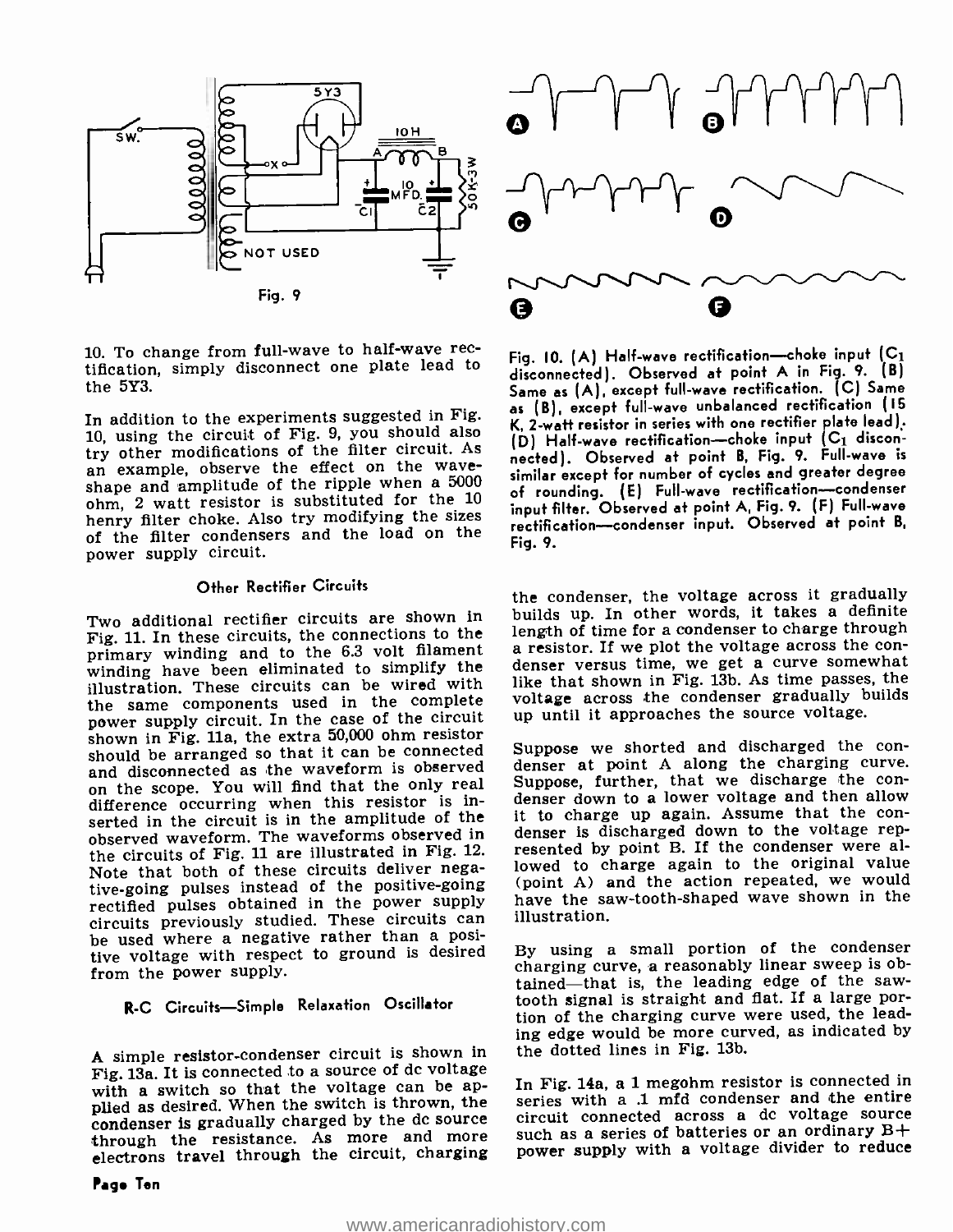Fig. 9

10. To change from full-wave to half-wave rectification, simply disconnect one plate lead to the 5Y3.

In addition to the experiments suggested in Fig. 10, using the circuit of Fig. 9, you should also try other modifications of the filter circuit. As an example, observe the effect on the waveshape and amplitude of the ripple when a 5000 ohm, 2 watt resistor is substituted for the 10 henry filter choke. Also try modifying the sizes of the filter condensers and the load on the power supply circuit.

Fig. 10. (A) Half-wave rectification—choke input ($C_1$ disconnected). Observed at point A in Fig. 9. (B) Same as (A), except full-wave rectification. (C) Same as (B), except full-wave unbalanced rectification (15 K, 2-watt resistor in series with one rectifier plate lead). (D) Half-wave rectification—choke input ($C_1$ disconnected). Observed at point B, Fig. 9. Full-wave is similar except for number of cycles and greater degree of rounding. (E) Full-wave rectification—condenser input filter. Observed at point A, Fig. 9. (F) Full-wave rectification—condenser input. Observed at point B, Fig. 9.

### Other Rectifier Circuits

Two additional rectifier circuits are shown in Fig. 11. In these circuits, the connections to the primary winding and to the 6.3 volt filament winding have been eliminated to simplify the illustration. These circuits can be wired with the same components used in the complete power supply circuit. In the case of the circuit shown in Fig. 11a, the extra 50,000 ohm resistor should be arranged so that it can be connected and disconnected as the waveform is observed on the scope. You will find that the only real difference occurring when this resistor is inserted in the circuit is in the amplitude of the observed waveform. The waveforms observed in the circuits of Fig. 11 are illustrated in Fig. 12. Note that both of these circuits deliver negative-going pulses instead of the positive-going rectified pulses obtained in the power supply circuits previously studied. These circuits can be used where a negative rather than a positive voltage with respect to ground is desired from the power supply.

### R-C Circuits—Simple Relaxation Oscillator

A simple resistor-condenser circuit is shown in Fig. 13a. It is connected to a source of dc voltage with a switch so that the voltage can be applied as desired. When the switch is thrown, the condenser is gradually charged by the dc source through the resistance. As more and more electrons travel through the circuit, charging the condenser, the voltage across it gradually builds up. In other words, it takes a definite length of time for a condenser to charge through a resistor. If we plot the voltage across the condenser versus time, we get a curve somewhat like that shown in Fig. 13b. As time passes, the voltage across the condenser gradually builds up until it approaches the source voltage.

Suppose we shorted and discharged the condenser at point A along the charging curve. Suppose, further, that we discharge the condenser down to a lower voltage and then allow it to charge up again. Assume that the condenser is discharged down to the voltage represented by point B. If the condenser were allowed to charge again to the original value (point A) and the action repeated, we would have the saw-tooth-shaped wave shown in the illustration.

By using a small portion of the condenser charging curve, a reasonably linear sweep is obtained—that is, the leading edge of the sawtooth signal is straight and flat. If a large portion of the charging curve were used, the leading edge would be more curved, as indicated by the dotted lines in Fig. 13b.

In Fig. 14a, a 1 megohm resistor is connected in series with a .1 mfd condenser and the entire circuit connected across a dc voltage source such as a series of batteries or an ordinary B+ power supply with a voltage divider to reduce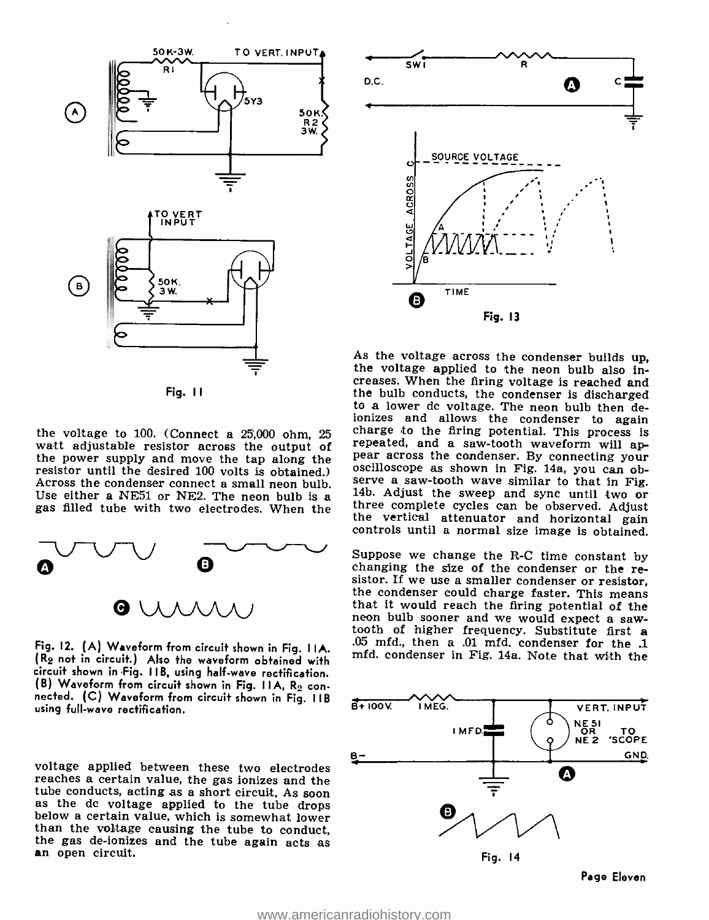Fig. 11

the voltage to 100. (Connect a 25,000 ohm, 25 watt adjustable resistor across the output of the power supply and move the tap along the resistor until the desired 100 volts is obtained.) Across the condenser connect a small neon bulb. Use either a NE51 or NE2. The neon bulb is a gas filled tube with two electrodes. When the voltage applied between these two electrodes reaches a certain value, the gas ionizes and the tube conducts, acting as a short circuit. As soon as the dc voltage applied to the tube drops below a certain value, which is somewhat lower than the voltage causing the tube to conduct, the gas de-ionizes and the tube again acts as an open circuit.

Fig. 12. (A) Waveform from circuit shown in Fig. 11A. ($R_2$ not in circuit.) Also the waveform obtained with circuit shown in Fig. 11B, using half-wave rectification. (B) Waveform from circuit shown in Fig. 11A, $R_2$ connected. (C) Waveform from circuit shown in Fig. 11B using full-wave rectification.

Fig. 13

As the voltage across the condenser builds up, the voltage applied to the neon bulb also increases. When the firing voltage is reached and the bulb conducts, the condenser is discharged to a lower dc voltage. The neon bulb then deionizes and allows the condenser to again charge to the firing potential. This process is repeated, and a saw-tooth waveform will appear across the condenser. By connecting your oscilloscope as shown in Fig. 14a, you can observe a saw-tooth wave similar to that in Fig. 14b. Adjust the sweep and sync until two or three complete cycles can be observed. Adjust the vertical attenuator and horizontal gain controls until a normal size image is obtained.

Suppose we change the R-C time constant by changing the size of the condenser or the resistor. If we use a smaller condenser or resistor, the condenser could charge faster. This means that it would reach the firing potential of the neon bulb sooner and we would expect a saw-tooth of higher frequency. Substitute first a .05 mfd., then a .01 mfd. condenser for the .1 mfd. condenser in Fig. 14a. Note that with the

Fig. 14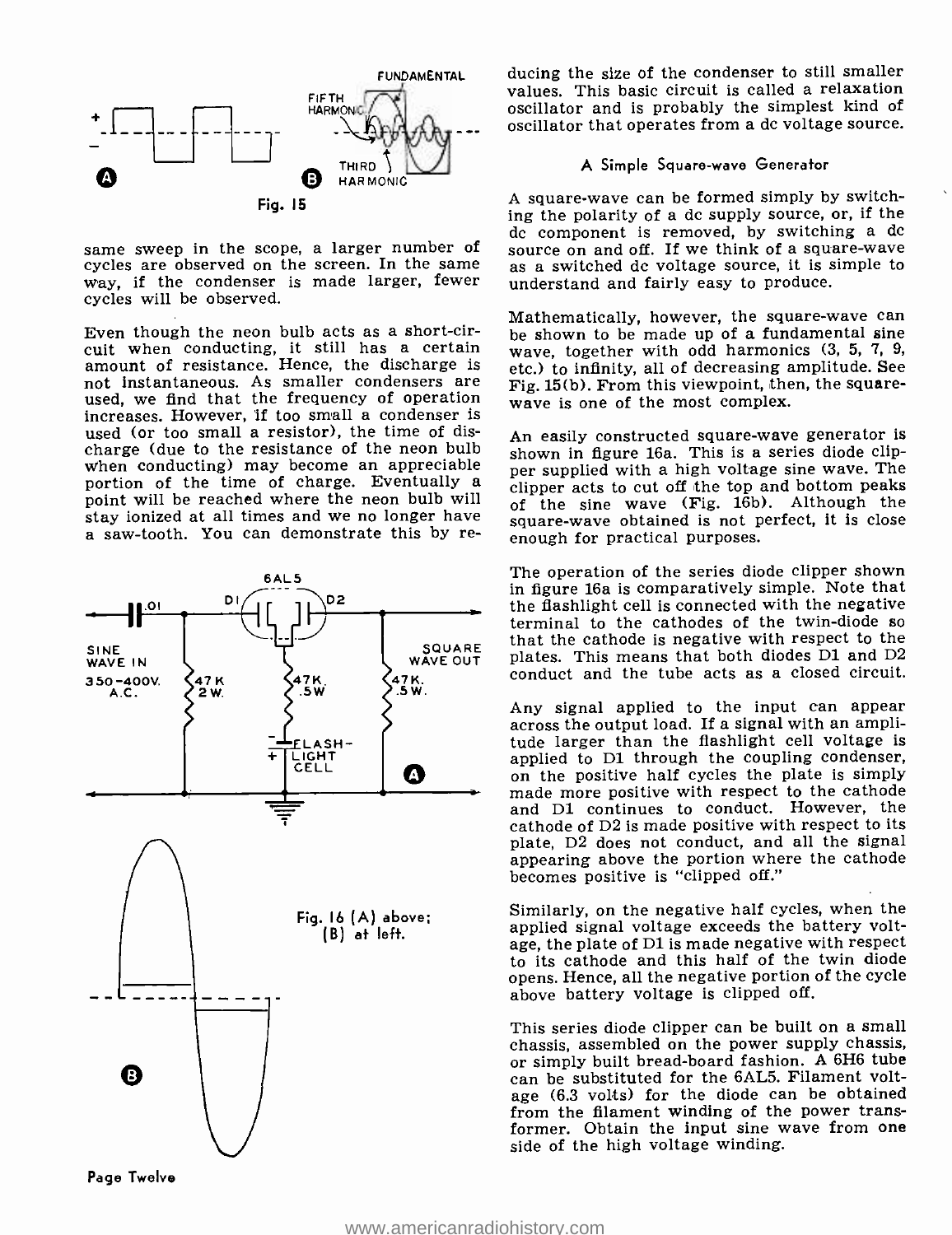Fig. 15

same sweep in the scope, a larger number of cycles are observed on the screen. In the same way, if the condenser is made larger, fewer cycles will be observed.

Even though the neon bulb acts as a short-circuit when conducting, it still has a certain amount of resistance. Hence, the discharge is not instantaneous. As smaller condensers are used, we find that the frequency of operation increases. However, if too small a condenser is used (or too small a resistor), the time of discharge (due to the resistance of the neon bulb when conducting) may become an appreciable portion of the time of charge. Eventually a point will be reached where the neon bulb will stay ionized at all times and we no longer have a saw-tooth. You can demonstrate this by reducing the size of the condenser to still smaller values. This basic circuit is called a relaxation oscillator and is probably the simplest kind of oscillator that operates from a dc voltage source.

Fig. 16 (A) above; (B) at left.

### A Simple Square-wave Generator

A square-wave can be formed simply by switching the polarity of a dc supply source, or, if the dc component is removed, by switching a dc source on and off. If we think of a square-wave as a switched dc voltage source, it is simple to understand and fairly easy to produce.

Mathematically, however, the square-wave can be shown to be made up of a fundamental sine wave, together with odd harmonics (3, 5, 7, 9, etc.) to infinity, all of decreasing amplitude. See Fig. 15(b). From this viewpoint, then, the square-wave is one of the most complex.

An easily constructed square-wave generator is shown in figure 16a. This is a series diode clipper supplied with a high voltage sine wave. The clipper acts to cut off the top and bottom peaks of the sine wave (Fig. 16b). Although the square-wave obtained is not perfect, it is close enough for practical purposes.

The operation of the series diode clipper shown in figure 16a is comparatively simple. Note that the flashlight cell is connected with the negative terminal to the cathodes of the twin-diode so that the cathode is negative with respect to the plates. This means that both diodes D1 and D2 conduct and the tube acts as a closed circuit.

Any signal applied to the input can appear across the output load. If a signal with an amplitude larger than the flashlight cell voltage is applied to D1 through the coupling condenser, on the positive half cycles the plate is simply made more positive with respect to the cathode and D1 continues to conduct. However, the cathode of D2 is made positive with respect to its plate, D2 does not conduct, and all the signal appearing above the portion where the cathode becomes positive is "clipped off."

Similarly, on the negative half cycles, when the applied signal voltage exceeds the battery voltage, the plate of D1 is made negative with respect to its cathode and this half of the twin diode opens. Hence, all the negative portion of the cycle above battery voltage is clipped off.

This series diode clipper can be built on a small chassis, assembled on the power supply chassis, or simply built bread-board fashion. A 6H6 tube can be substituted for the 6AL5. Filament voltage (6.3 volts) for the diode can be obtained from the filament winding of the power transformer. Obtain the input sine wave from one side of the high voltage winding.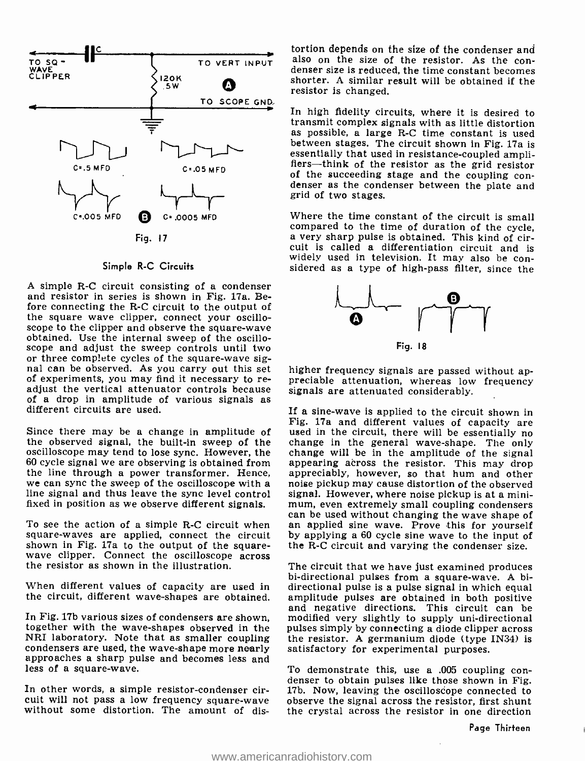TO SQ-WAVE CLIPPER — C — TO VERT INPUT — 120K .5W — A — TO SCOPE GND.

C=.5 MFD   C=.05 MFD

C=.005 MFD   B   C=.0005 MFD

Fig. 17

### Simple R-C Circuits

A simple R-C circuit consisting of a condenser and resistor in series is shown in Fig. 17a. Before connecting the R-C circuit to the output of the square wave clipper, connect your oscilloscope to the clipper and observe the square-wave obtained. Use the internal sweep of the oscilloscope and adjust the sweep controls until two or three complete cycles of the square-wave signal can be observed. As you carry out this set of experiments, you may find it necessary to readjust the vertical attenuator controls because of a drop in amplitude of various signals as different circuits are used.

Since there may be a change in amplitude of the observed signal, the built-in sweep of the oscilloscope may tend to lose sync. However, the 60 cycle signal we are observing is obtained from the line through a power transformer. Hence, we can sync the sweep of the oscilloscope with a line signal and thus leave the sync level control fixed in position as we observe different signals.

To see the action of a simple R-C circuit when square-waves are applied, connect the circuit shown in Fig. 17a to the output of the square-wave clipper. Connect the oscilloscope across the resistor as shown in the illustration.

When different values of capacity are used in the circuit, different wave-shapes are obtained.

In Fig. 17b various sizes of condensers are shown, together with the wave-shapes observed in the NRI laboratory. Note that as smaller coupling condensers are used, the wave-shape more nearly approaches a sharp pulse and becomes less and less of a square-wave.

In other words, a simple resistor-condenser circuit will not pass a low frequency square-wave without some distortion. The amount of distortion depends on the size of the condenser and also on the size of the resistor. As the condenser size is reduced, the time constant becomes shorter. A similar result will be obtained if the resistor is changed.

In high fidelity circuits, where it is desired to transmit complex signals with as little distortion as possible, a large R-C time constant is used between stages. The circuit shown in Fig. 17a is essentially that used in resistance-coupled amplifiers—think of the resistor as the grid resistor of the succeeding stage and the coupling condenser as the condenser between the plate and grid of two stages.

Where the time constant of the circuit is small compared to the time of duration of the cycle, a very sharp pulse is obtained. This kind of circuit is called a differentiation circuit and is widely used in television. It may also be considered as a type of high-pass filter, since the higher frequency signals are passed without appreciable attenuation, whereas low frequency signals are attenuated considerably.

A   B

Fig. 18

If a sine-wave is applied to the circuit shown in Fig. 17a and different values of capacity are used in the circuit, there will be essentially no change in the general wave-shape. The only change will be in the amplitude of the signal appearing across the resistor. This may drop appreciably, however, so that hum and other noise pickup may cause distortion of the observed signal. However, where noise pickup is at a minimum, even extremely small coupling condensers can be used without changing the wave shape of an applied sine wave. Prove this for yourself by applying a 60 cycle sine wave to the input of the R-C circuit and varying the condenser size.

The circuit that we have just examined produces bi-directional pulses from a square-wave. A bi-directional pulse is a pulse signal in which equal amplitude pulses are obtained in both positive and negative directions. This circuit can be modified very slightly to supply uni-directional pulses simply by connecting a diode clipper across the resistor. A germanium diode (type IN34) is satisfactory for experimental purposes.

To demonstrate this, use a .005 coupling condenser to obtain pulses like those shown in Fig. 17b. Now, leaving the oscilloscope connected to observe the signal across the resistor, first shunt the crystal across the resistor in one direction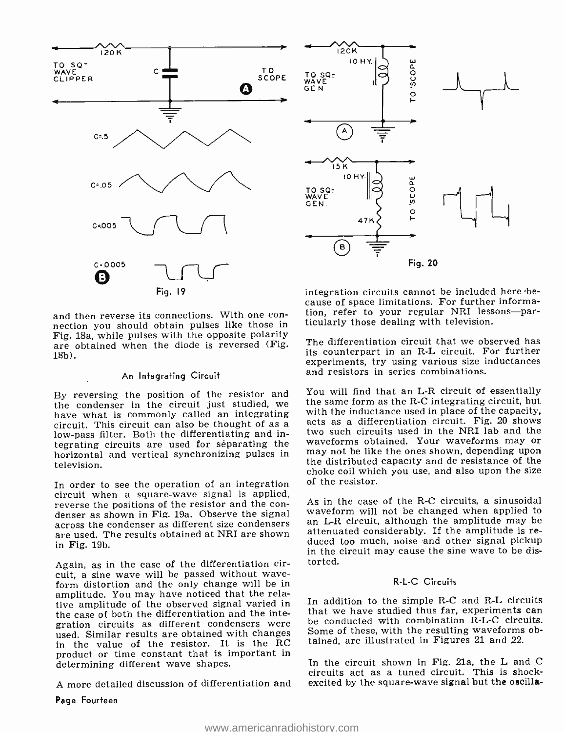and then reverse its connections. With one connection you should obtain pulses like those in Fig. 18a, while pulses with the opposite polarity are obtained when the diode is reversed (Fig. 18b).

### An Integrating Circuit

By reversing the position of the resistor and the condenser in the circuit just studied, we have what is commonly called an integrating circuit. This circuit can also be thought of as a low-pass filter. Both the differentiating and integrating circuits are used for separating the horizontal and vertical synchronizing pulses in television.

In order to see the operation of an integration circuit when a square-wave signal is applied, reverse the positions of the resistor and the condenser as shown in Fig. 19a. Observe the signal across the condenser as different size condensers are used. The results obtained at NRI are shown in Fig. 19b.

Again, as in the case of the differentiation circuit, a sine wave will be passed without waveform distortion and the only change will be in amplitude. You may have noticed that the relative amplitude of the observed signal varied in the case of both the differentiation and the integration circuits as different condensers were used. Similar results are obtained with changes in the value of the resistor. It is the RC product or time constant that is important in determining different wave shapes.

A more detailed discussion of differentiation and integration circuits cannot be included here because of space limitations. For further information, refer to your regular NRI lessons—particularly those dealing with television.

The differentiation circuit that we observed has its counterpart in an R-L circuit. For further experiments, try using various size inductances and resistors in series combinations.

You will find that an L-R circuit of essentially the same form as the R-C integrating circuit, but with the inductance used in place of the capacity, acts as a differentiation circuit. Fig. 20 shows two such circuits used in the NRI lab and the waveforms obtained. Your waveforms may or may not be like the ones shown, depending upon the distributed capacity and dc resistance of the choke coil which you use, and also upon the size of the resistor.

As in the case of the R-C circuits, a sinusoidal waveform will not be changed when applied to an L-R circuit, although the amplitude may be attenuated considerably. If the amplitude is reduced too much, noise and other signal pickup in the circuit may cause the sine wave to be distorted.

### R-L-C Circuits

In addition to the simple R-C and R-L circuits that we have studied thus far, experiments can be conducted with combination R-L-C circuits. Some of these, with the resulting waveforms obtained, are illustrated in Figures 21 and 22.

In the circuit shown in Fig. 21a, the L and C circuits act as a tuned circuit. This is shock-excited by the square-wave signal but the oscilla-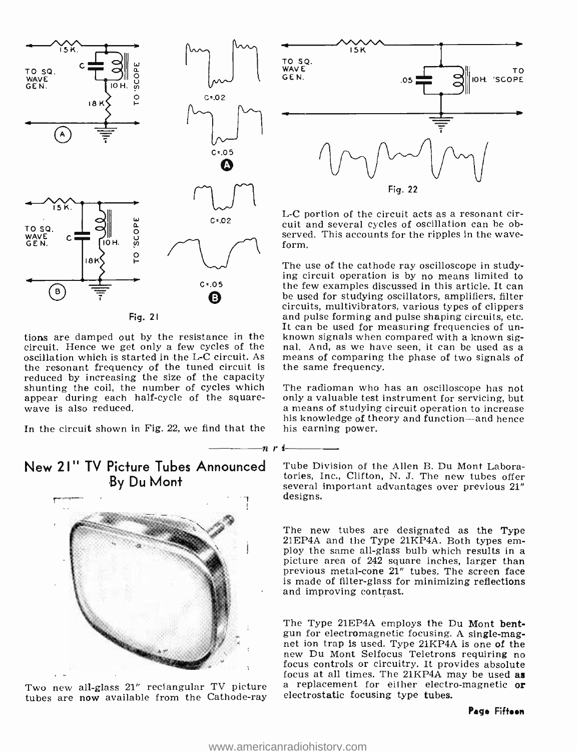Fig. 21

tions are damped out by the resistance in the circuit. Hence we get only a few cycles of the oscillation which is started in the L-C circuit. As the resonant frequency of the tuned circuit is reduced by increasing the size of the capacity shunting the coil, the number of cycles which appear during each half-cycle of the square-wave is also reduced.

In the circuit shown in Fig. 22, we find that the L-C portion of the circuit acts as a resonant circuit and several cycles of oscillation can be observed. This accounts for the ripples in the waveform.

Fig. 22

The use of the cathode ray oscilloscope in studying circuit operation is by no means limited to the few examples discussed in this article. It can be used for studying oscillators, amplifiers, filter circuits, multivibrators, various types of clippers and pulse forming and pulse shaping circuits, etc. It can be used for measuring frequencies of unknown signals when compared with a known signal. And, as we have seen, it can be used as a means of comparing the phase of two signals of the same frequency.

The radioman who has an oscilloscope has not only a valuable test instrument for servicing, but a means of studying circuit operation to increase his knowledge of theory and function—and hence his earning power.

—— n r i ——

## New 21" TV Picture Tubes Announced By Du Mont

Two new all-glass 21" rectangular TV picture tubes are now available from the Cathode-ray Tube Division of the Allen B. Du Mont Laboratories, Inc., Clifton, N. J. The new tubes offer several important advantages over previous 21" designs.

The new tubes are designated as the Type 21EP4A and the Type 21KP4A. Both types employ the same all-glass bulb which results in a picture area of 242 square inches, larger than previous metal-cone 21" tubes. The screen face is made of filter-glass for minimizing reflections and improving contrast.

The Type 21EP4A employs the Du Mont bent-gun for electromagnetic focusing. A single-magnet ion trap is used. Type 21KP4A is one of the new Du Mont Selfocus Teletrons requiring no focus controls or circuitry. It provides absolute focus at all times. The 21KP4A may be used as a replacement for either electro-magnetic or electrostatic focusing type tubes.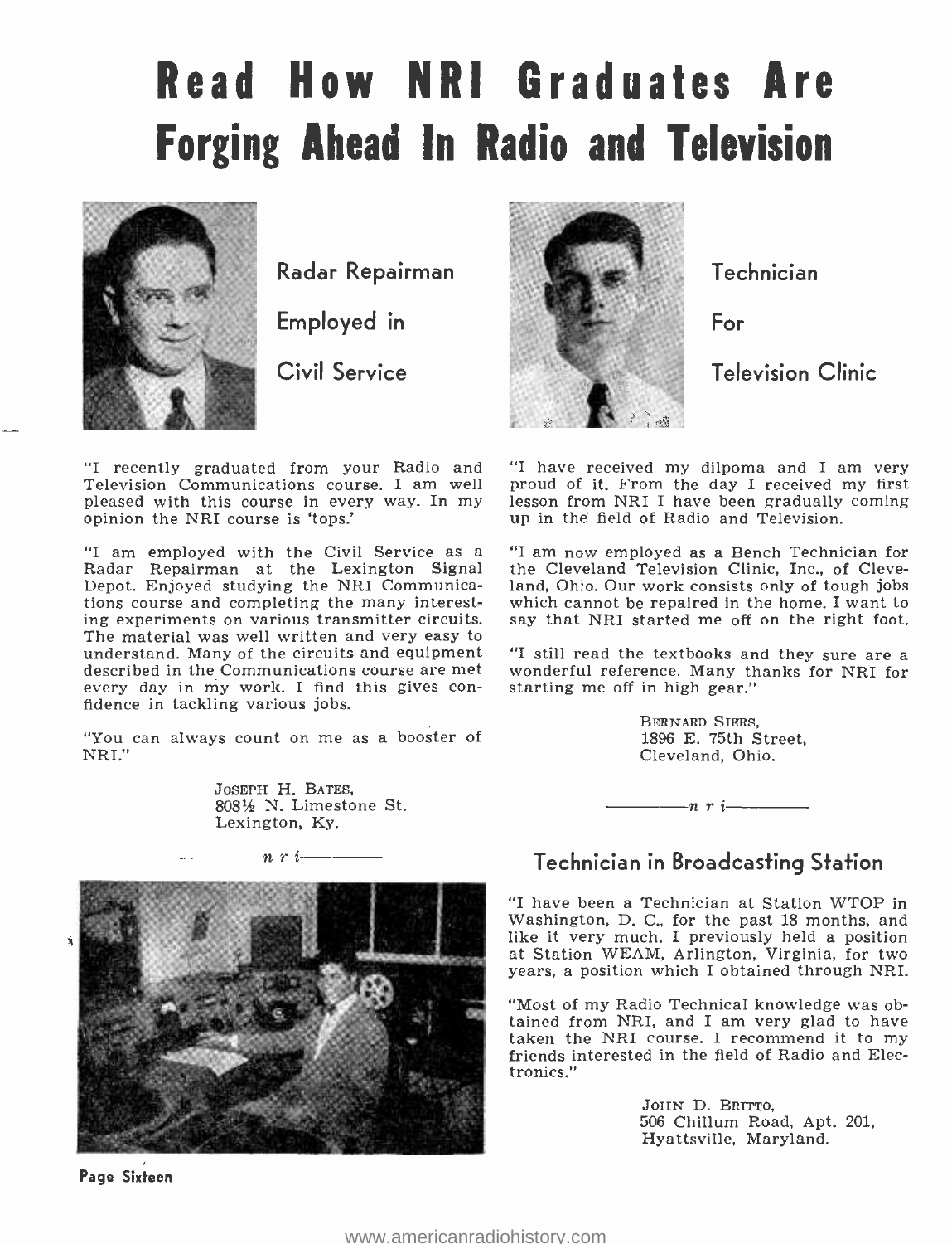# Read How NRI Graduates Are Forging Ahead In Radio and Television

## Radar Repairman Employed in Civil Service

"I recently graduated from your Radio and Television Communications course. I am well pleased with this course in every way. In my opinion the NRI course is 'tops.'

"I am employed with the Civil Service as a Radar Repairman at the Lexington Signal Depot. Enjoyed studying the NRI Communications course and completing the many interesting experiments on various transmitter circuits. The material was well written and very easy to understand. Many of the circuits and equipment described in the Communications course are met every day in my work. I find this gives confidence in tackling various jobs.

"You can always count on me as a booster of NRI."

JOSEPH H. BATES,
808½ N. Limestone St.
Lexington, Ky.

—— n r i ——

## Technician For Television Clinic

"I have received my dilpoma and I am very proud of it. From the day I received my first lesson from NRI I have been gradually coming up in the field of Radio and Television.

"I am now employed as a Bench Technician for the Cleveland Television Clinic, Inc., of Cleveland, Ohio. Our work consists only of tough jobs which cannot be repaired in the home. I want to say that NRI started me off on the right foot.

"I still read the textbooks and they sure are a wonderful reference. Many thanks for NRI for starting me off in high gear."

BERNARD SIERS,
1896 E. 75th Street,
Cleveland, Ohio.

—— n r i ——

## Technician in Broadcasting Station

"I have been a Technician at Station WTOP in Washington, D. C., for the past 18 months, and like it very much. I previously held a position at Station WEAM, Arlington, Virginia, for two years, a position which I obtained through NRI.

"Most of my Radio Technical knowledge was obtained from NRI, and I am very glad to have taken the NRI course. I recommend it to my friends interested in the field of Radio and Electronics."

JOHN D. BRITTO,
506 Chillum Road, Apt. 201,
Hyattsville, Maryland.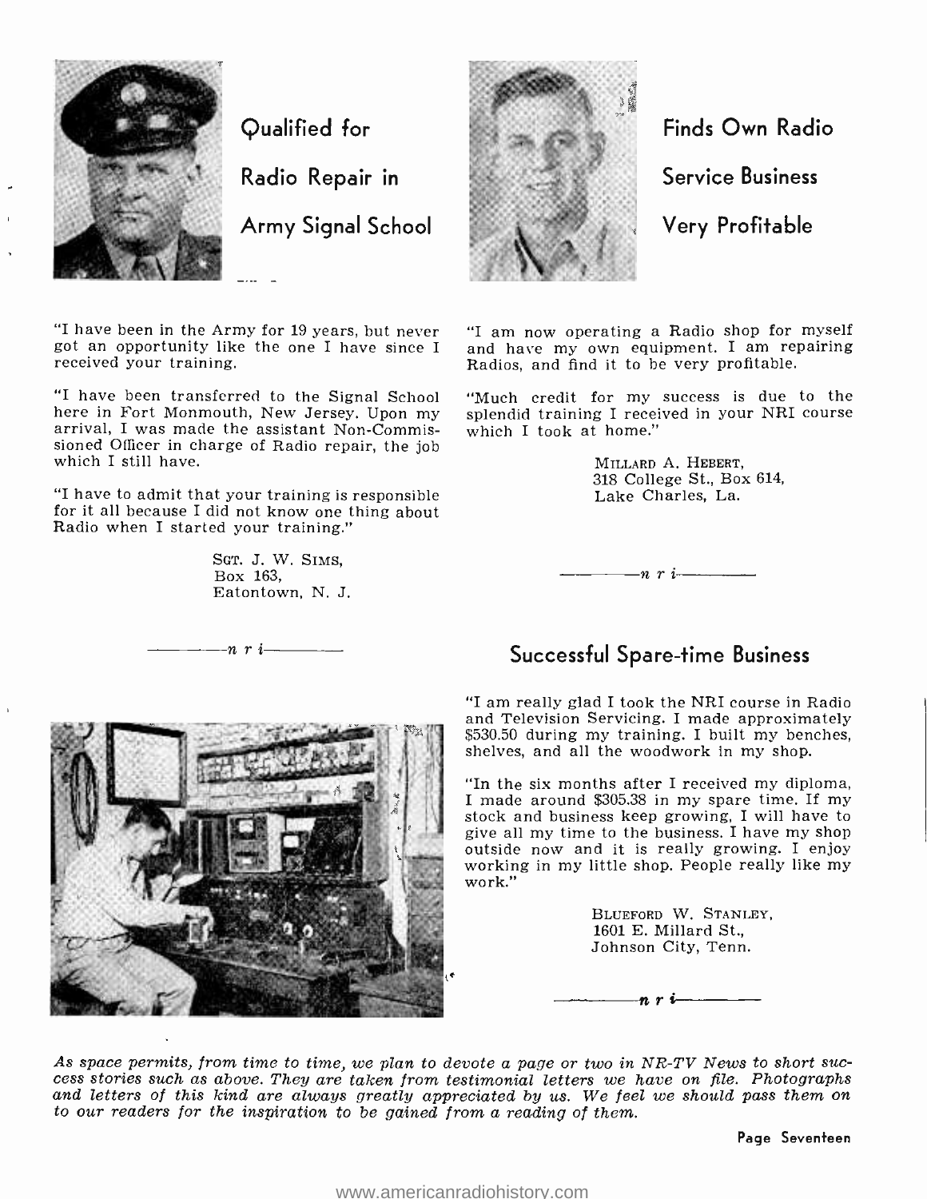## Qualified for Radio Repair in Army Signal School

"I have been in the Army for 19 years, but never got an opportunity like the one I have since I received your training.

"I have been transferred to the Signal School here in Fort Monmouth, New Jersey. Upon my arrival, I was made the assistant Non-Commissioned Officer in charge of Radio repair, the job which I still have.

"I have to admit that your training is responsible for it all because I did not know one thing about Radio when I started your training."

SGT. J. W. SIMS,
Box 163,
Eatontown, N. J.

—n r i—

## Finds Own Radio Service Business Very Profitable

"I am now operating a Radio shop for myself and have my own equipment. I am repairing Radios, and find it to be very profitable.

"Much credit for my success is due to the splendid training I received in your NRI course which I took at home."

MILLARD A. HEBERT,
318 College St., Box 614,
Lake Charles, La.

—n r i—

## Successful Spare-time Business

"I am really glad I took the NRI course in Radio and Television Servicing. I made approximately $530.50 during my training. I built my benches, shelves, and all the woodwork in my shop.

"In the six months after I received my diploma, I made around $305.38 in my spare time. If my stock and business keep growing, I will have to give all my time to the business. I have my shop outside now and it is really growing. I enjoy working in my little shop. People really like my work."

BLUEFORD W. STANLEY,
1601 E. Millard St.,
Johnson City, Tenn.

—n r i—

*As space permits, from time to time, we plan to devote a page or two in NR-TV News to short success stories such as above. They are taken from testimonial letters we have on file. Photographs and letters of this kind are always greatly appreciated by us. We feel we should pass them on to our readers for the inspiration to be gained from a reading of them.*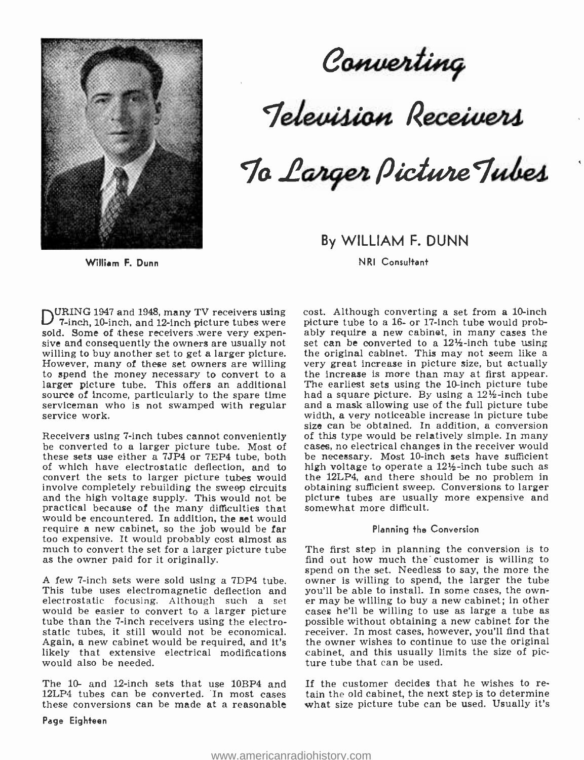# Converting Television Receivers To Larger Picture Tubes

William F. Dunn

By WILLIAM F. DUNN

NRI Consultant

DURING 1947 and 1948, many TV receivers using 7-inch, 10-inch, and 12-inch picture tubes were sold. Some of these receivers were very expensive and consequently the owners are usually not willing to buy another set to get a larger picture. However, many of these set owners are willing to spend the money necessary to convert to a larger picture tube. This offers an additional source of income, particularly to the spare time serviceman who is not swamped with regular service work.

Receivers using 7-inch tubes cannot conveniently be converted to a larger picture tube. Most of these sets use either a 7JP4 or 7EP4 tube, both of which have electrostatic deflection, and to convert the sets to larger picture tubes would involve completely rebuilding the sweep circuits and the high voltage supply. This would not be practical because of the many difficulties that would be encountered. In addition, the set would require a new cabinet, so the job would be far too expensive. It would probably cost almost as much to convert the set for a larger picture tube as the owner paid for it originally.

A few 7-inch sets were sold using a 7DP4 tube. This tube uses electromagnetic deflection and electrostatic focusing. Although such a set would be easier to convert to a larger picture tube than the 7-inch receivers using the electrostatic tubes, it still would not be economical. Again, a new cabinet would be required, and it's likely that extensive electrical modifications would also be needed.

The 10- and 12-inch sets that use 10BP4 and 12LP4 tubes can be converted. In most cases these conversions can be made at a reasonable cost. Although converting a set from a 10-inch picture tube to a 16- or 17-inch tube would probably require a new cabinet, in many cases the set can be converted to a 12½-inch tube using the original cabinet. This may not seem like a very great increase in picture size, but actually the increase is more than may at first appear. The earliest sets using the 10-inch picture tube had a square picture. By using a 12½-inch tube and a mask allowing use of the full picture tube width, a very noticeable increase in picture tube size can be obtained. In addition, a conversion of this type would be relatively simple. In many cases, no electrical changes in the receiver would be necessary. Most 10-inch sets have sufficient high voltage to operate a 12½-inch tube such as the 12LP4, and there should be no problem in obtaining sufficient sweep. Conversions to larger picture tubes are usually more expensive and somewhat more difficult.

## Planning the Conversion

The first step in planning the conversion is to find out how much the customer is willing to spend on the set. Needless to say, the more the owner is willing to spend, the larger the tube you'll be able to install. In some cases, the owner may be willing to buy a new cabinet; in other cases he'll be willing to use as large a tube as possible without obtaining a new cabinet for the receiver. In most cases, however, you'll find that the owner wishes to continue to use the original cabinet, and this usually limits the size of picture tube that can be used.

If the customer decides that he wishes to retain the old cabinet, the next step is to determine what size picture tube can be used. Usually it's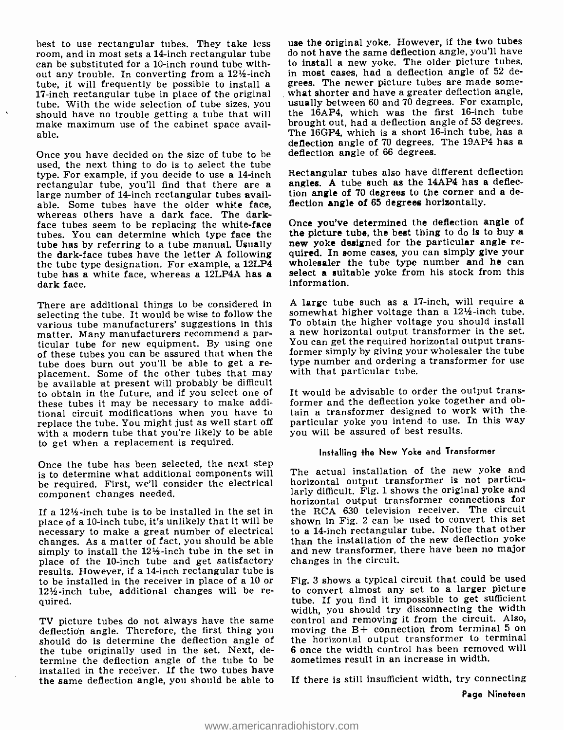best to use rectangular tubes. They take less room, and in most sets a 14-inch rectangular tube can be substituted for a 10-inch round tube without any trouble. In converting from a 12½-inch tube, it will frequently be possible to install a 17-inch rectangular tube in place of the original tube. With the wide selection of tube sizes, you should have no trouble getting a tube that will make maximum use of the cabinet space available.

Once you have decided on the size of tube to be used, the next thing to do is to select the tube type. For example, if you decide to use a 14-inch rectangular tube, you'll find that there are a large number of 14-inch rectangular tubes available. Some tubes have the older white face, whereas others have a dark face. The dark-face tubes seem to be replacing the white-face tubes. You can determine which type face the tube has by referring to a tube manual. Usually the dark-face tubes have the letter A following the tube type designation. For example, a 12LP4 tube has a white face, whereas a 12LP4A has a dark face.

There are additional things to be considered in selecting the tube. It would be wise to follow the various tube manufacturers' suggestions in this matter. Many manufacturers recommend a particular tube for new equipment. By using one of these tubes you can be assured that when the tube does burn out you'll be able to get a replacement. Some of the other tubes that may be available at present will probably be difficult to obtain in the future, and if you select one of these tubes it may be necessary to make additional circuit modifications when you have to replace the tube. You might just as well start off with a modern tube that you're likely to be able to get when a replacement is required.

Once the tube has been selected, the next step is to determine what additional components will be required. First, we'll consider the electrical component changes needed.

If a 12½-inch tube is to be installed in the set in place of a 10-inch tube, it's unlikely that it will be necessary to make a great number of electrical changes. As a matter of fact, you should be able simply to install the 12½-inch tube in the set in place of the 10-inch tube and get satisfactory results. However, if a 14-inch rectangular tube is to be installed in the receiver in place of a 10 or 12½-inch tube, additional changes will be required.

TV picture tubes do not always have the same deflection angle. Therefore, the first thing you should do is determine the deflection angle of the tube originally used in the set. Next, determine the deflection angle of the tube to be installed in the receiver. If the two tubes have the same deflection angle, you should be able to use the original yoke. However, if the two tubes do not have the same deflection angle, you'll have to install a new yoke. The older picture tubes, in most cases, had a deflection angle of 52 degrees. The newer picture tubes are made somewhat shorter and have a greater deflection angle, usually between 60 and 70 degrees. For example, the 16AP4, which was the first 16-inch tube brought out, had a deflection angle of 53 degrees. The 16GP4, which is a short 16-inch tube, has a deflection angle of 70 degrees. The 19AP4 has a deflection angle of 66 degrees.

Rectangular tubes also have different deflection angles. A tube such as the 14AP4 has a deflection angle of 70 degrees to the corner and a deflection angle of 65 degrees horizontally.

Once you've determined the deflection angle of the picture tube, the best thing to do is to buy a new yoke designed for the particular angle required. In some cases, you can simply give your wholesaler the tube type number and he can select a suitable yoke from his stock from this information.

A large tube such as a 17-inch, will require a somewhat higher voltage than a 12½-inch tube. To obtain the higher voltage you should install a new horizontal output transformer in the set. You can get the required horizontal output transformer simply by giving your wholesaler the tube type number and ordering a transformer for use with that particular tube.

It would be advisable to order the output transformer and the deflection yoke together and obtain a transformer designed to work with the particular yoke you intend to use. In this way you will be assured of best results.

### Installing the New Yoke and Transformer

The actual installation of the new yoke and horizontal output transformer is not particularly difficult. Fig. 1 shows the original yoke and horizontal output transformer connections for the RCA 630 television receiver. The circuit shown in Fig. 2 can be used to convert this set to a 14-inch rectangular tube. Notice that other than the installation of the new deflection yoke and new transformer, there have been no major changes in the circuit.

Fig. 3 shows a typical circuit that could be used to convert almost any set to a larger picture tube. If you find it impossible to get sufficient width, you should try disconnecting the width control and removing it from the circuit. Also, moving the B+ connection from terminal 5 on the horizontal output transformer to terminal 6 once the width control has been removed will sometimes result in an increase in width.

If there is still insufficient width, try connecting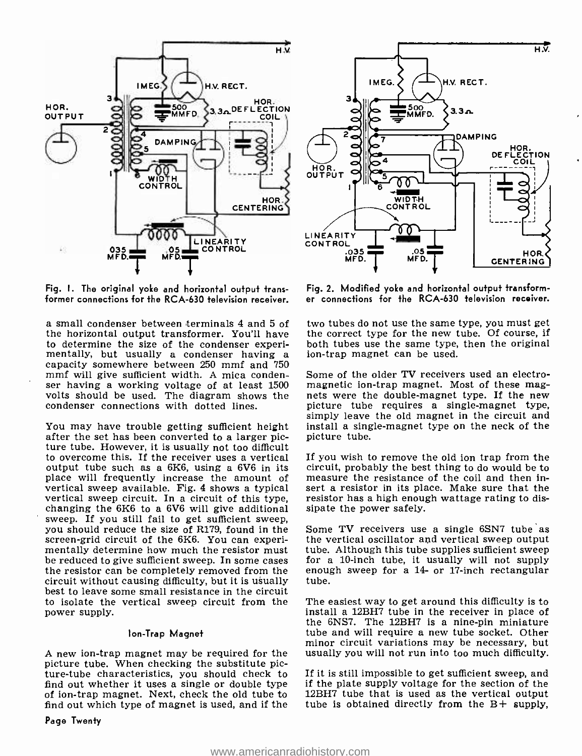Fig. 1. The original yoke and horizontal output transformer connections for the RCA-630 television receiver.

Fig. 2. Modified yoke and horizontal output transformer connections for the RCA-630 television receiver.

a small condenser between terminals 4 and 5 of the horizontal output transformer. You'll have to determine the size of the condenser experimentally, but usually a condenser having a capacity somewhere between 250 mmf and 750 mmf will give sufficient width. A mica condenser having a working voltage of at least 1500 volts should be used. The diagram shows the condenser connections with dotted lines.

You may have trouble getting sufficient height after the set has been converted to a larger picture tube. However, it is usually not too difficult to overcome this. If the receiver uses a vertical output tube such as a 6K6, using a 6V6 in its place will frequently increase the amount of vertical sweep available. Fig. 4 shows a typical vertical sweep circuit. In a circuit of this type, changing the 6K6 to a 6V6 will give additional sweep. If you still fail to get sufficient sweep, you should reduce the size of R179, found in the screen-grid circuit of the 6K6. You can experimentally determine how much the resistor must be reduced to give sufficient sweep. In some cases the resistor can be completely removed from the circuit without causing difficulty, but it is usually best to leave some small resistance in the circuit to isolate the vertical sweep circuit from the power supply.

### Ion-Trap Magnet

A new ion-trap magnet may be required for the picture tube. When checking the substitute picture-tube characteristics, you should check to find out whether it uses a single or double type of ion-trap magnet. Next, check the old tube to find out which type of magnet is used, and if the two tubes do not use the same type, you must get the correct type for the new tube. Of course, if both tubes use the same type, then the original ion-trap magnet can be used.

Some of the older TV receivers used an electromagnetic ion-trap magnet. Most of these magnets were the double-magnet type. If the new picture tube requires a single-magnet type, simply leave the old magnet in the circuit and install a single-magnet type on the neck of the picture tube.

If you wish to remove the old ion trap from the circuit, probably the best thing to do would be to measure the resistance of the coil and then insert a resistor in its place. Make sure that the resistor has a high enough wattage rating to dissipate the power safely.

Some TV receivers use a single 6SN7 tube as the vertical oscillator and vertical sweep output tube. Although this tube supplies sufficient sweep for a 10-inch tube, it usually will not supply enough sweep for a 14- or 17-inch rectangular tube.

The easiest way to get around this difficulty is to install a 12BH7 tube in the receiver in place of the 6NS7. The 12BH7 is a nine-pin miniature tube and will require a new tube socket. Other minor circuit variations may be necessary, but usually you will not run into too much difficulty.

If it is still impossible to get sufficient sweep, and if the plate supply voltage for the section of the 12BH7 tube that is used as the vertical output tube is obtained directly from the B+ supply,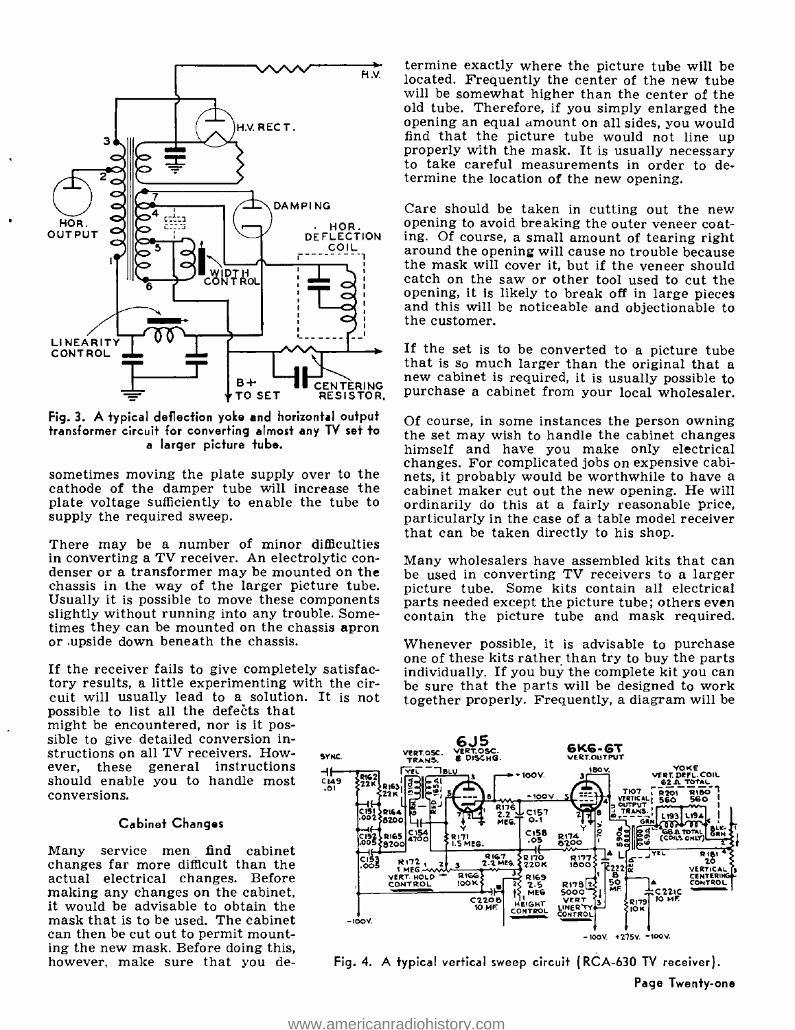Fig. 3. A typical deflection yoke and horizontal output transformer circuit for converting almost any TV set to a larger picture tube.

sometimes moving the plate supply over to the cathode of the damper tube will increase the plate voltage sufficiently to enable the tube to supply the required sweep.

There may be a number of minor difficulties in converting a TV receiver. An electrolytic condenser or a transformer may be mounted on the chassis in the way of the larger picture tube. Usually it is possible to move these components slightly without running into any trouble. Sometimes they can be mounted on the chassis apron or upside down beneath the chassis.

If the receiver fails to give completely satisfactory results, a little experimenting with the circuit will usually lead to a solution. It is not possible to list all the defects that might be encountered, nor is it possible to give detailed conversion instructions on all TV receivers. However, these general instructions should enable you to handle most conversions.

### Cabinet Changes

Many service men find cabinet changes far more difficult than the actual electrical changes. Before making any changes on the cabinet, it would be advisable to obtain the mask that is to be used. The cabinet can then be cut out to permit mounting the new mask. Before doing this, however, make sure that you determine exactly where the picture tube will be located. Frequently the center of the new tube will be somewhat higher than the center of the old tube. Therefore, if you simply enlarged the opening an equal amount on all sides, you would find that the picture tube would not line up properly with the mask. It is usually necessary to take careful measurements in order to determine the location of the new opening.

Care should be taken in cutting out the new opening to avoid breaking the outer veneer coating. Of course, a small amount of tearing right around the opening will cause no trouble because the mask will cover it, but if the veneer should catch on the saw or other tool used to cut the opening, it is likely to break off in large pieces and this will be noticeable and objectionable to the customer.

If the set is to be converted to a picture tube that is so much larger than the original that a new cabinet is required, it is usually possible to purchase a cabinet from your local wholesaler.

Of course, in some instances the person owning the set may wish to handle the cabinet changes himself and have you make only electrical changes. For complicated jobs on expensive cabinets, it probably would be worthwhile to have a cabinet maker cut out the new opening. He will ordinarily do this at a fairly reasonable price, particularly in the case of a table model receiver that can be taken directly to his shop.

Many wholesalers have assembled kits that can be used in converting TV receivers to a larger picture tube. Some kits contain all electrical parts needed except the picture tube; others even contain the picture tube and mask required.

Whenever possible, it is advisable to purchase one of these kits rather than try to buy the parts individually. If you buy the complete kit you can be sure that the parts will be designed to work together properly. Frequently, a diagram will be

Fig. 4. A typical vertical sweep circuit (RCA-630 TV receiver).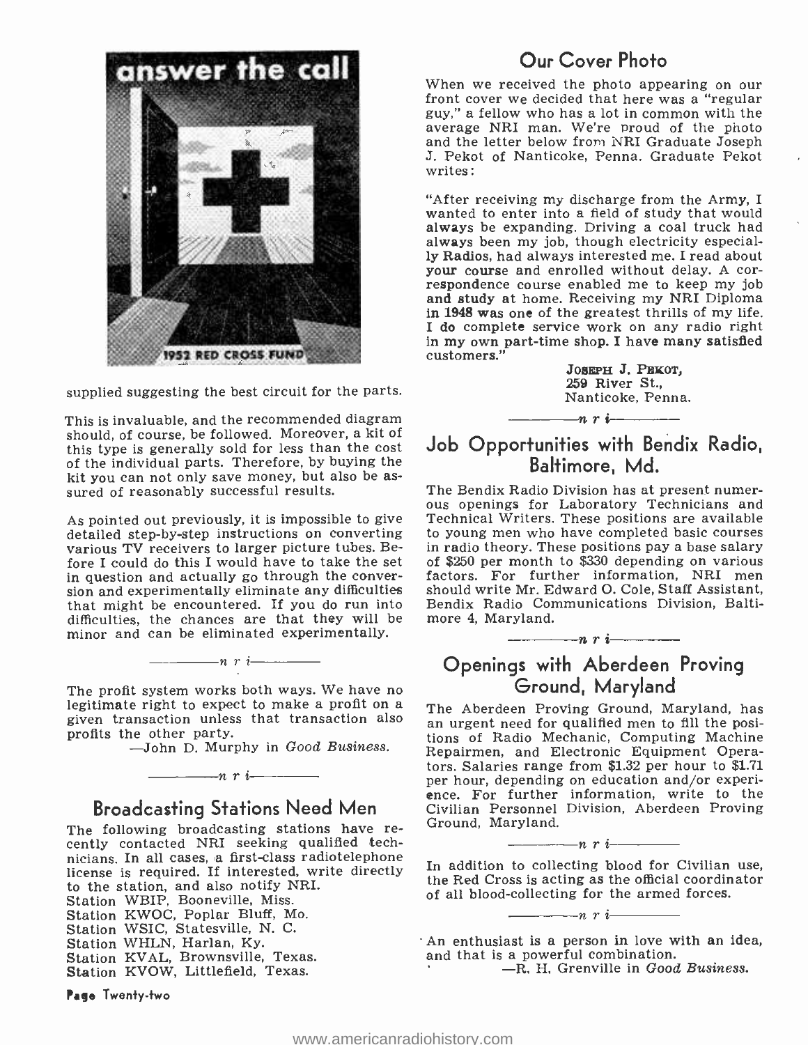answer the call

1952 RED CROSS FUND

supplied suggesting the best circuit for the parts.

This is invaluable, and the recommended diagram should, of course, be followed. Moreover, a kit of this type is generally sold for less than the cost of the individual parts. Therefore, by buying the kit you can not only save money, but also be assured of reasonably successful results.

As pointed out previously, it is impossible to give detailed step-by-step instructions on converting various TV receivers to larger picture tubes. Before I could do this I would have to take the set in question and actually go through the conversion and experimentally eliminate any difficulties that might be encountered. If you do run into difficulties, the chances are that they will be minor and can be eliminated experimentally.

*n r i*

The profit system works both ways. We have no legitimate right to expect to make a profit on a given transaction unless that transaction also profits the other party.

—John D. Murphy in *Good Business.*

*n r i*

## Broadcasting Stations Need Men

The following broadcasting stations have recently contacted NRI seeking qualified technicians. In all cases, a first-class radiotelephone license is required. If interested, write directly to the station, and also notify NRI.

Station WBIP, Booneville, Miss.
Station KWOC, Poplar Bluff, Mo.
Station WSIC, Statesville, N. C.
Station WHLN, Harlan, Ky.
Station KVAL, Brownsville, Texas.
Station KVOW, Littlefield, Texas.

## Our Cover Photo

When we received the photo appearing on our front cover we decided that here was a "regular guy," a fellow who has a lot in common with the average NRI man. We're proud of the photo and the letter below from NRI Graduate Joseph J. Pekot of Nanticoke, Penna. Graduate Pekot writes:

"After receiving my discharge from the Army, I wanted to enter into a field of study that would always be expanding. Driving a coal truck had always been my job, though electricity especially Radios, had always interested me. I read about your course and enrolled without delay. A correspondence course enabled me to keep my job and study at home. Receiving my NRI Diploma in 1948 was one of the greatest thrills of my life. I do complete service work on any radio right in my own part-time shop. I have many satisfied customers."

JOSEPH J. PEKOT,
259 River St.,
Nanticoke, Penna.

*n r i*

## Job Opportunities with Bendix Radio, Baltimore, Md.

The Bendix Radio Division has at present numerous openings for Laboratory Technicians and Technical Writers. These positions are available to young men who have completed basic courses in radio theory. These positions pay a base salary of $250 per month to $330 depending on various factors. For further information, NRI men should write Mr. Edward O. Cole, Staff Assistant, Bendix Radio Communications Division, Baltimore 4, Maryland.

*n r i*

## Openings with Aberdeen Proving Ground, Maryland

The Aberdeen Proving Ground, Maryland, has an urgent need for qualified men to fill the positions of Radio Mechanic, Computing Machine Repairmen, and Electronic Equipment Operators. Salaries range from $1.32 per hour to $1.71 per hour, depending on education and/or experience. For further information, write to the Civilian Personnel Division, Aberdeen Proving Ground, Maryland.

*n r i*

In addition to collecting blood for Civilian use, the Red Cross is acting as the official coordinator of all blood-collecting for the armed forces.

*n r i*

An enthusiast is a person in love with an idea, and that is a powerful combination.

—R. H. Grenville in *Good Business.*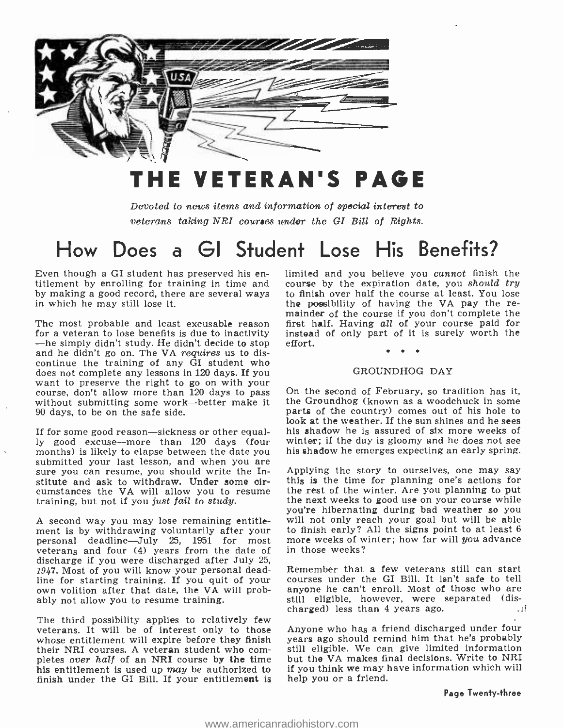# THE VETERAN'S PAGE

*Devoted to news items and information of special interest to veterans taking NRI courses under the GI Bill of Rights.*

## How Does a GI Student Lose His Benefits?

Even though a GI student has preserved his entitlement by enrolling for training in time and by making a good record, there are several ways in which he may still lose it.

The most probable and least excusable reason for a veteran to lose benefits is due to inactivity—he simply didn't study. He didn't decide to stop and he didn't go on. The VA *requires* us to discontinue the training of any GI student who does not complete any lessons in 120 days. If you want to preserve the right to go on with your course, don't allow more than 120 days to pass without submitting some work—better make it 90 days, to be on the safe side.

If for some good reason—sickness or other equally good excuse—more than 120 days (four months) is likely to elapse between the date you submitted your last lesson, and when you are sure you can resume, you should write the Institute and ask to withdraw. **Under some** circumstances the VA will allow you to resume training, but not if you *just fail to study.*

A second way you may lose remaining entitlement is by withdrawing voluntarily after your personal deadline—July 25, 1951 for most veterans and four (4) years from the date of discharge if you were discharged after July 25, 1947. Most of you will know your personal deadline for starting training. If you quit of your own volition after that date, the VA will probably not allow you to resume training.

The third possibility applies to relatively few veterans. It will be of interest only to those whose entitlement will expire before they finish their NRI courses. A veteran student who completes *over half* of an NRI course by the time his entitlement is used up *may* be authorized to finish under the GI Bill. If your entitlement is limited and you believe you *cannot* finish the course by the expiration date, you *should try* to finish over half the course at least. You lose the possibility of having the VA pay the remainder of the course if you don't complete the first half. Having *all* of your course paid for instead of only part of it is surely worth the effort.

\* \* \*

### GROUNDHOG DAY

On the second of February, so tradition has it, the Groundhog (known as a woodchuck in some parts of the country) comes out of his hole to look at the weather. If the sun shines and he sees his shadow he is assured of six more weeks of winter; if the day is gloomy and he does not see his shadow he emerges expecting an early spring.

Applying the story to ourselves, one may say this is the time for planning one's actions for the rest of the winter. Are you planning to put the next weeks to good use on your course while you're hibernating during bad weather so you will not only reach your goal but will be able to finish early? All the signs point to at least 6 more weeks of winter; how far will *you* advance in those weeks?

Remember that a few veterans still can start courses under the GI Bill. It isn't safe to tell anyone he can't enroll. Most of those who are still eligible, however, were separated (discharged) less than 4 years ago.

Anyone who has a friend discharged under four years ago should remind him that he's probably still eligible. We can give limited information but the VA makes final decisions. Write to NRI if you think we may have information which will help you or a friend.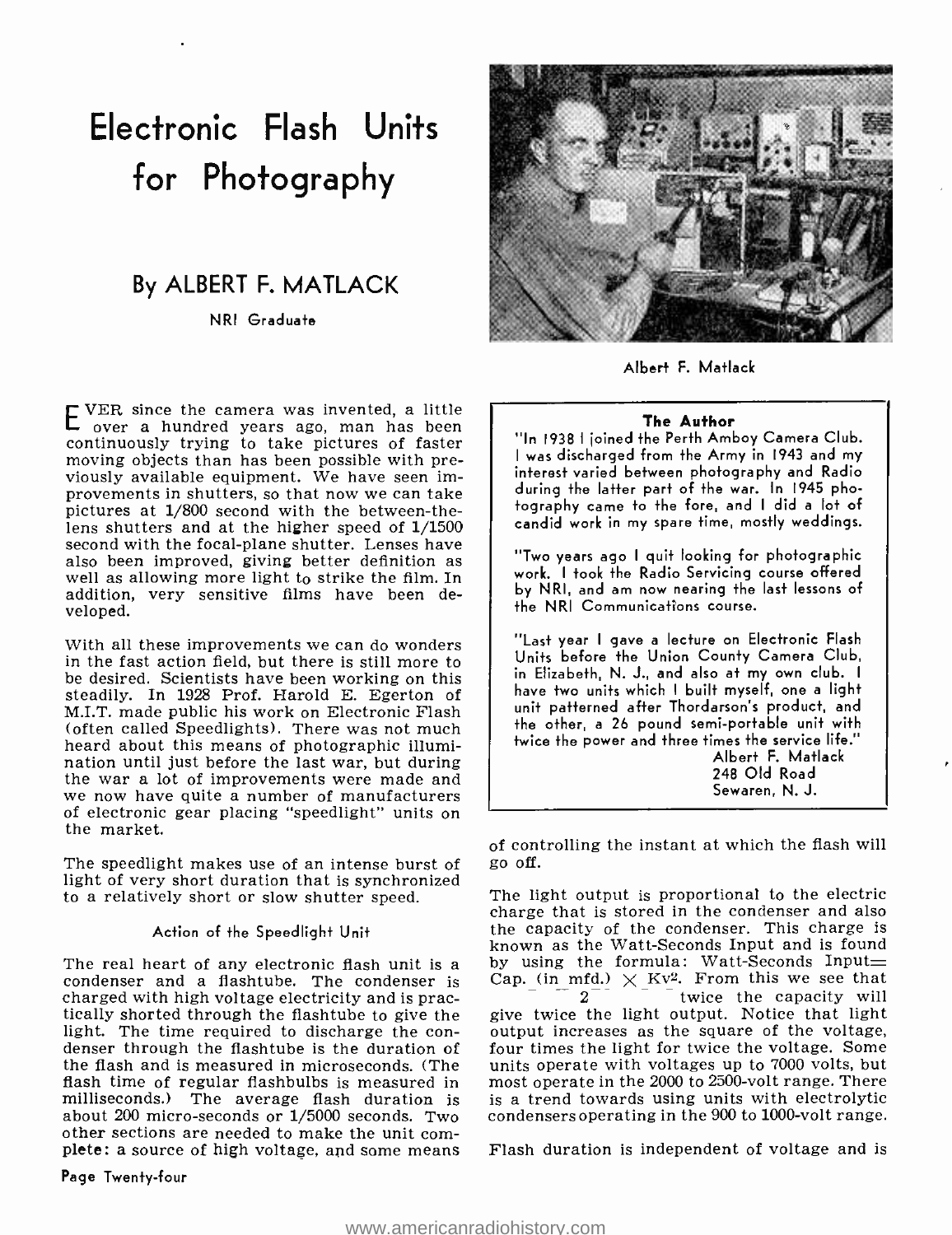# Electronic Flash Units for Photography

## By ALBERT F. MATLACK

NRI Graduate

Albert F. Matlack

**The Author**

"In 1938 I joined the Perth Amboy Camera Club. I was discharged from the Army in 1943 and my interest varied between photography and Radio during the latter part of the war. In 1945 photography came to the fore, and I did a lot of candid work in my spare time, mostly weddings.

"Two years ago I quit looking for photographic work. I took the Radio Servicing course offered by NRI, and am now nearing the last lessons of the NRI Communications course.

"Last year I gave a lecture on Electronic Flash Units before the Union County Camera Club, in Elizabeth, N. J., and also at my own club. I have two units which I built myself, one a light unit patterned after Thordarson's product, and the other, a 26 pound semi-portable unit with twice the power and three times the service life."

Albert F. Matlack
248 Old Road
Sewaren, N. J.

EVER since the camera was invented, a little over a hundred years ago, man has been continuously trying to take pictures of faster moving objects than has been possible with previously available equipment. We have seen improvements in shutters, so that now we can take pictures at 1/800 second with the between-the-lens shutters and at the higher speed of 1/1500 second with the focal-plane shutter. Lenses have also been improved, giving better definition as well as allowing more light to strike the film. In addition, very sensitive films have been developed.

With all these improvements we can do wonders in the fast action field, but there is still more to be desired. Scientists have been working on this steadily. In 1928 Prof. Harold E. Egerton of M.I.T. made public his work on Electronic Flash (often called Speedlights). There was not much heard about this means of photographic illumination until just before the last war, but during the war a lot of improvements were made and we now have quite a number of manufacturers of electronic gear placing "speedlight" units on the market.

The speedlight makes use of an intense burst of light of very short duration that is synchronized to a relatively short or slow shutter speed.

### Action of the Speedlight Unit

The real heart of any electronic flash unit is a condenser and a flashtube. The condenser is charged with high voltage electricity and is practically shorted through the flashtube to give the light. The time required to discharge the condenser through the flashtube is the duration of the flash and is measured in microseconds. (The flash time of regular flashbulbs is measured in milliseconds.) The average flash duration is about 200 micro-seconds or 1/5000 seconds. Two other sections are needed to make the unit complete: a source of high voltage, and some means of controlling the instant at which the flash will go off.

The light output is proportional to the electric charge that is stored in the condenser and also the capacity of the condenser. This charge is known as the Watt-Seconds Input and is found by using the formula: Watt-Seconds Input $= \frac{\text{Cap. (in mfd.)} \times \text{Kv}^2}{2}$. From this we see that twice the capacity will give twice the light output. Notice that light output increases as the square of the voltage, four times the light for twice the voltage. Some units operate with voltages up to 7000 volts, but most operate in the 2000 to 2500-volt range. There is a trend towards using units with electrolytic condensers operating in the 900 to 1000-volt range.

Flash duration is independent of voltage and is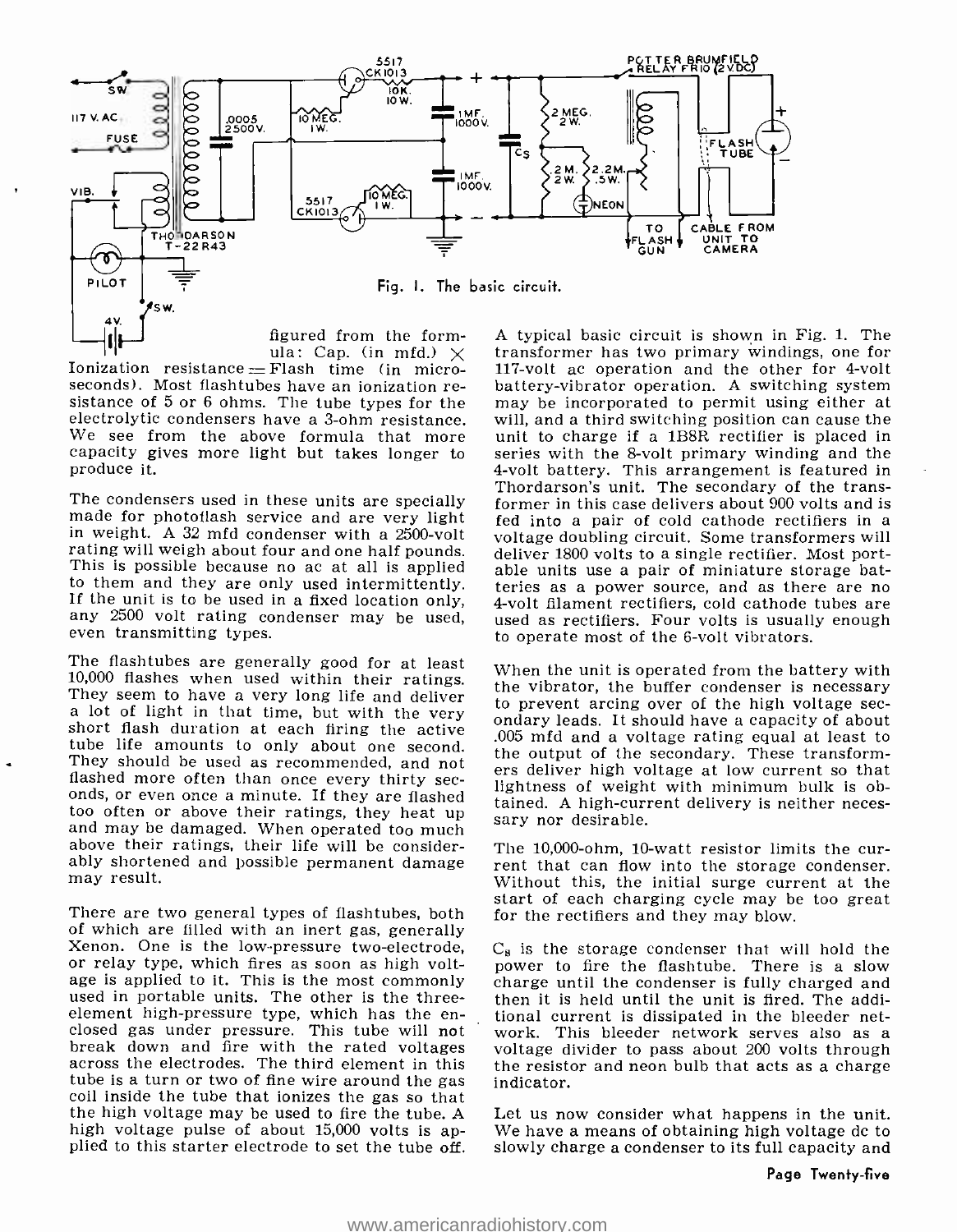Fig. 1. The basic circuit.

figured from the formula: Cap. (in mfd.) × Ionization resistance = Flash time (in microseconds). Most flashtubes have an ionization resistance of 5 or 6 ohms. The tube types for the electrolytic condensers have a 3-ohm resistance. We see from the above formula that more capacity gives more light but takes longer to produce it.

The condensers used in these units are specially made for photoflash service and are very light in weight. A 32 mfd condenser with a 2500-volt rating will weigh about four and one half pounds. This is possible because no ac at all is applied to them and they are only used intermittently. If the unit is to be used in a fixed location only, any 2500 volt rating condenser may be used, even transmitting types.

The flashtubes are generally good for at least 10,000 flashes when used within their ratings. They seem to have a very long life and deliver a lot of light in that time, but with the very short flash duration at each firing the active tube life amounts to only about one second. They should be used as recommended, and not flashed more often than once every thirty seconds, or even once a minute. If they are flashed too often or above their ratings, they heat up and may be damaged. When operated too much above their ratings, their life will be considerably shortened and possible permanent damage may result.

There are two general types of flashtubes, both of which are filled with an inert gas, generally Xenon. One is the low-pressure two-electrode, or relay type, which fires as soon as high voltage is applied to it. This is the most commonly used in portable units. The other is the three-element high-pressure type, which has the enclosed gas under pressure. This tube will not break down and fire with the rated voltages across the electrodes. The third element in this tube is a turn or two of fine wire around the gas coil inside the tube that ionizes the gas so that the high voltage may be used to fire the tube. A high voltage pulse of about 15,000 volts is applied to this starter electrode to set the tube off.

A typical basic circuit is shown in Fig. 1. The transformer has two primary windings, one for 117-volt ac operation and the other for 4-volt battery-vibrator operation. A switching system may be incorporated to permit using either at will, and a third switching position can cause the unit to charge if a 1B8R rectifier is placed in series with the 8-volt primary winding and the 4-volt battery. This arrangement is featured in Thordarson's unit. The secondary of the transformer in this case delivers about 900 volts and is fed into a pair of cold cathode rectifiers in a voltage doubling circuit. Some transformers will deliver 1800 volts to a single rectifier. Most portable units use a pair of miniature storage batteries as a power source, and as there are no 4-volt filament rectifiers, cold cathode tubes are used as rectifiers. Four volts is usually enough to operate most of the 6-volt vibrators.

When the unit is operated from the battery with the vibrator, the buffer condenser is necessary to prevent arcing over of the high voltage secondary leads. It should have a capacity of about .005 mfd and a voltage rating equal at least to the output of the secondary. These transformers deliver high voltage at low current so that lightness of weight with minimum bulk is obtained. A high-current delivery is neither necessary nor desirable.

The 10,000-ohm, 10-watt resistor limits the current that can flow into the storage condenser. Without this, the initial surge current at the start of each charging cycle may be too great for the rectifiers and they may blow.

$C_s$ is the storage condenser that will hold the power to fire the flashtube. There is a slow charge until the condenser is fully charged and then it is held until the unit is fired. The additional current is dissipated in the bleeder network. This bleeder network serves also as a voltage divider to pass about 200 volts through the resistor and neon bulb that acts as a charge indicator.

Let us now consider what happens in the unit. We have a means of obtaining high voltage dc to slowly charge a condenser to its full capacity and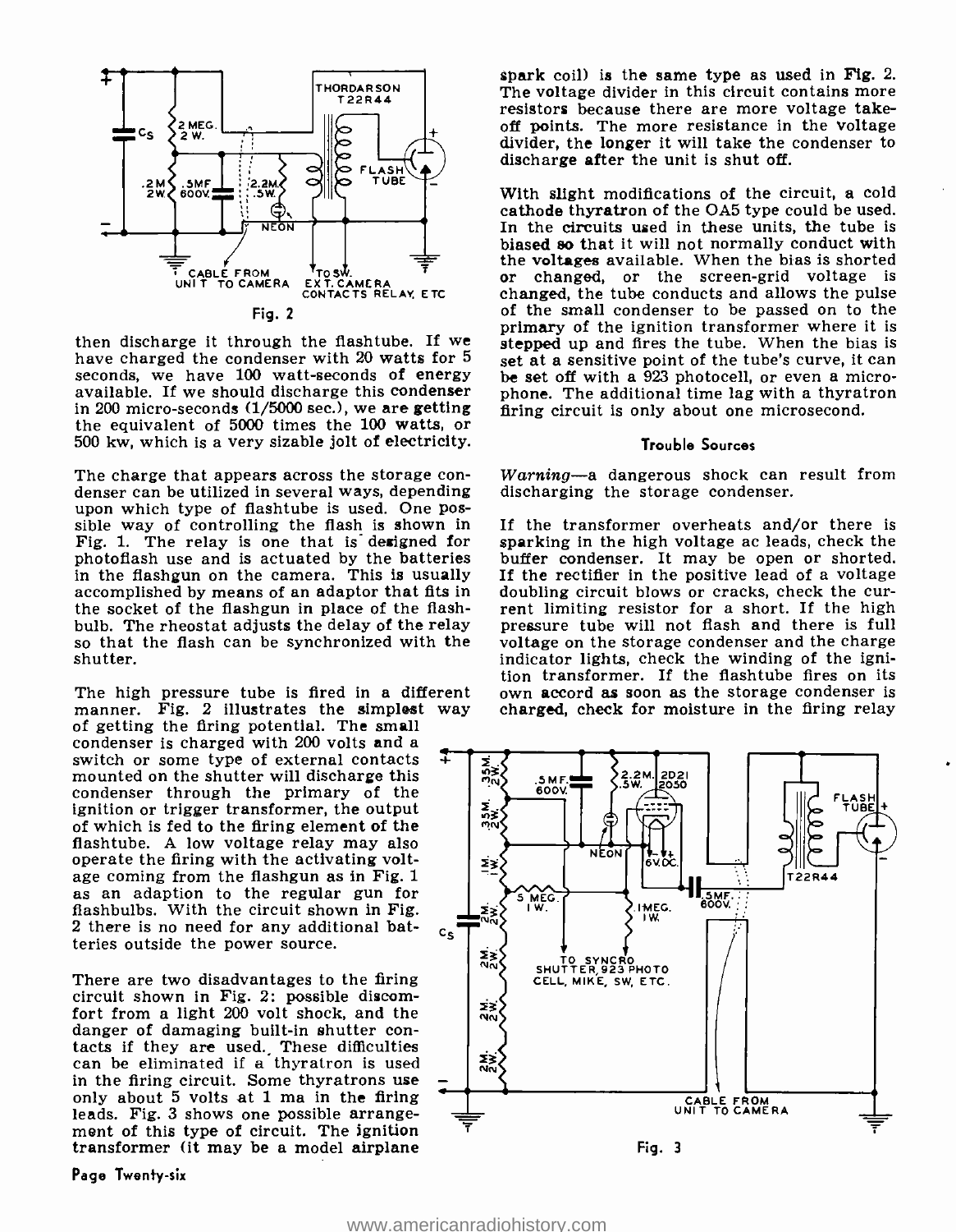Fig. 2

then discharge it through the flashtube. If we have charged the condenser with 20 watts for 5 seconds, we have 100 watt-seconds of energy available. If we should discharge this condenser in 200 micro-seconds (1/5000 sec.), we are getting the equivalent of 5000 times the 100 watts, or 500 kw, which is a very sizable jolt of electricity.

The charge that appears across the storage condenser can be utilized in several ways, depending upon which type of flashtube is used. One possible way of controlling the flash is shown in Fig. 1. The relay is one that is designed for photoflash use and is actuated by the batteries in the flashgun on the camera. This is usually accomplished by means of an adaptor that fits in the socket of the flashgun in place of the flashbulb. The rheostat adjusts the delay of the relay so that the flash can be synchronized with the shutter.

The high pressure tube is fired in a different manner. Fig. 2 illustrates the simplest way of getting the firing potential. The small condenser is charged with 200 volts and a switch or some type of external contacts mounted on the shutter will discharge this condenser through the primary of the ignition or trigger transformer, the output of which is fed to the firing element of the flashtube. A low voltage relay may also operate the firing with the activating voltage coming from the flashgun as in Fig. 1 as an adaption to the regular gun for flashbulbs. With the circuit shown in Fig. 2 there is no need for any additional batteries outside the power source.

There are two disadvantages to the firing circuit shown in Fig. 2: possible discomfort from a light 200 volt shock, and the danger of damaging built-in shutter contacts if they are used. These difficulties can be eliminated if a thyratron is used in the firing circuit. Some thyratrons use only about 5 volts at 1 ma in the firing leads. Fig. 3 shows one possible arrangement of this type of circuit. The ignition transformer (it may be a model airplane spark coil) is the same type as used in Fig. 2. The voltage divider in this circuit contains more resistors because there are more voltage take-off points. The more resistance in the voltage divider, the longer it will take the condenser to discharge after the unit is shut off.

With slight modifications of the circuit, a cold cathode thyratron of the OA5 type could be used. In the circuits used in these units, the tube is biased so that it will not normally conduct with the voltages available. When the bias is shorted or changed, or the screen-grid voltage is changed, the tube conducts and allows the pulse of the small condenser to be passed on to the primary of the ignition transformer where it is stepped up and fires the tube. When the bias is set at a sensitive point of the tube's curve, it can be set off with a 923 photocell, or even a microphone. The additional time lag with a thyratron firing circuit is only about one microsecond.

#### Trouble Sources

*Warning*—a dangerous shock can result from discharging the storage condenser.

If the transformer overheats and/or there is sparking in the high voltage ac leads, check the buffer condenser. It may be open or shorted. If the rectifier in the positive lead of a voltage doubling circuit blows or cracks, check the current limiting resistor for a short. If the high pressure tube will not flash and there is full voltage on the storage condenser and the charge indicator lights, check the winding of the ignition transformer. If the flashtube fires on its own accord as soon as the storage condenser is charged, check for moisture in the firing relay

Fig. 3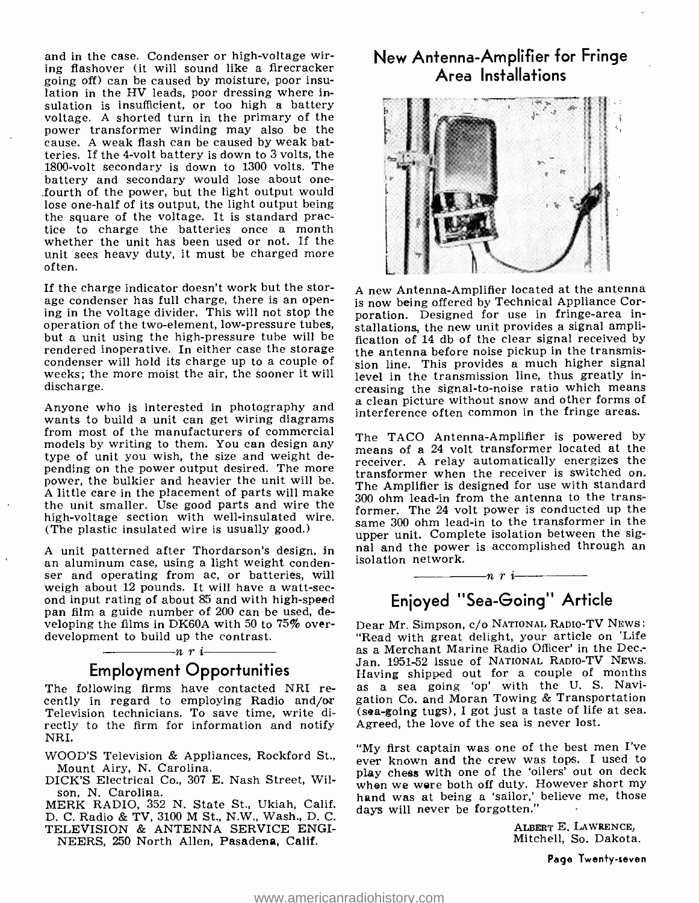and in the case. Condenser or high-voltage wiring flashover (it will sound like a firecracker going off) can be caused by moisture, poor insulation in the HV leads, poor dressing where insulation is insufficient, or too high a battery voltage. A shorted turn in the primary of the power transformer winding may also be the cause. A weak flash can be caused by weak batteries. If the 4-volt battery is down to 3 volts, the 1800-volt secondary is down to 1300 volts. The battery and secondary would lose about one-fourth of the power, but the light output would lose one-half of its output, the light output being the square of the voltage. It is standard practice to charge the batteries once a month whether the unit has been used or not. If the unit sees heavy duty, it must be charged more often.

If the charge indicator doesn't work but the storage condenser has full charge, there is an opening in the voltage divider. This will not stop the operation of the two-element, low-pressure tubes, but a unit using the high-pressure tube will be rendered inoperative. In either case the storage condenser will hold its charge up to a couple of weeks; the more moist the air, the sooner it will discharge.

Anyone who is interested in photography and wants to build a unit can get wiring diagrams from most of the manufacturers of commercial models by writing to them. You can design any type of unit you wish, the size and weight depending on the power output desired. The more power, the bulkier and heavier the unit will be. A little care in the placement of parts will make the unit smaller. Use good parts and wire the high-voltage section with well-insulated wire. (The plastic insulated wire is usually good.)

A unit patterned after Thordarson's design, in an aluminum case, using a light weight condenser and operating from ac, or batteries, will weigh about 12 pounds. It will have a watt-second input rating of about 85 and with high-speed pan film a guide number of 200 can be used, developing the films in DK60A with 50 to 75% over-development to build up the contrast.

*n r i*

## Employment Opportunities

The following firms have contacted NRI recently in regard to employing Radio and/or Television technicians. To save time, write directly to the firm for information and notify NRI.

WOOD'S Television & Appliances, Rockford St., Mount Airy, N. Carolina.
DICK'S Electrical Co., 307 E. Nash Street, Wilson, N. Carolina.
MERK RADIO, 352 N. State St., Ukiah, Calif.
D. C. Radio & TV, 3100 M St., N.W., Wash., D. C.
TELEVISION & ANTENNA SERVICE ENGINEERS, 250 North Allen, Pasadena, Calif.

## New Antenna-Amplifier for Fringe Area Installations

A new Antenna-Amplifier located at the antenna is now being offered by Technical Appliance Corporation. Designed for use in fringe-area installations, the new unit provides a signal amplification of 14 db of the clear signal received by the antenna before noise pickup in the transmission line. This provides a much higher signal level in the transmission line, thus greatly increasing the signal-to-noise ratio which means a clean picture without snow and other forms of interference often common in the fringe areas.

The TACO Antenna-Amplifier is powered by means of a 24 volt transformer located at the receiver. A relay automatically energizes the transformer when the receiver is switched on. The Amplifier is designed for use with standard 300 ohm lead-in from the antenna to the transformer. The 24 volt power is conducted up the same 300 ohm lead-in to the transformer in the upper unit. Complete isolation between the signal and the power is accomplished through an isolation network.

*n r i*

## Enjoyed "Sea-Going" Article

Dear Mr. Simpson, c/o NATIONAL RADIO-TV NEWS: "Read with great delight, your article on 'Life as a Merchant Marine Radio Officer' in the Dec.-Jan. 1951-52 issue of NATIONAL RADIO-TV NEWS. Having shipped out for a couple of months as a sea going 'op' with the U. S. Navigation Co. and Moran Towing & Transportation (sea-going tugs), I got just a taste of life at sea. Agreed, the love of the sea is never lost.

"My first captain was one of the best men I've ever known and the crew was tops. I used to play chess with one of the 'oilers' out on deck when we were both off duty. However short my hand was at being a 'sailor,' believe me, those days will never be forgotten."

ALBERT E. LAWRENCE,
Mitchell, So. Dakota.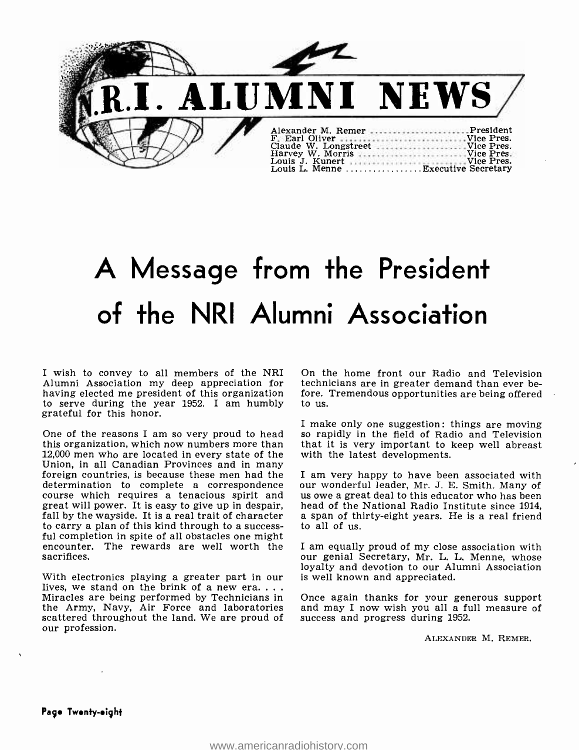# N.R.I. ALUMNI NEWS

Alexander M. Remer ........................ President
F. Earl Oliver ........................ Vice Pres.
Claude W. Longstreet ........................ Vice Pres.
Harvey W. Morris ........................ Vice Pres.
Louis J. Kunert ........................ Vice Pres.
Louis L. Menne ................. Executive Secretary

# A Message from the President of the NRI Alumni Association

I wish to convey to all members of the NRI Alumni Association my deep appreciation for having elected me president of this organization to serve during the year 1952. I am humbly grateful for this honor.

One of the reasons I am so very proud to head this organization, which now numbers more than 12,000 men who are located in every state of the Union, in all Canadian Provinces and in many foreign countries, is because these men had the determination to complete a correspondence course which requires a tenacious spirit and great will power. It is easy to give up in despair, fall by the wayside. It is a real trait of character to carry a plan of this kind through to a successful completion in spite of all obstacles one might encounter. The rewards are well worth the sacrifices.

With electronics playing a greater part in our lives, we stand on the brink of a new era. . . . Miracles are being performed by Technicians in the Army, Navy, Air Force and laboratories scattered throughout the land. We are proud of our profession.

On the home front our Radio and Television technicians are in greater demand than ever before. Tremendous opportunities are being offered to us.

I make only one suggestion: things are moving so rapidly in the field of Radio and Television that it is very important to keep well abreast with the latest developments.

I am very happy to have been associated with our wonderful leader, Mr. J. E. Smith. Many of us owe a great deal to this educator who has been head of the National Radio Institute since 1914, a span of thirty-eight years. He is a real friend to all of us.

I am equally proud of my close association with our genial Secretary, Mr. L. L. Menne, whose loyalty and devotion to our Alumni Association is well known and appreciated.

Once again thanks for your generous support and may I now wish you all a full measure of success and progress during 1952.

ALEXANDER M. REMER.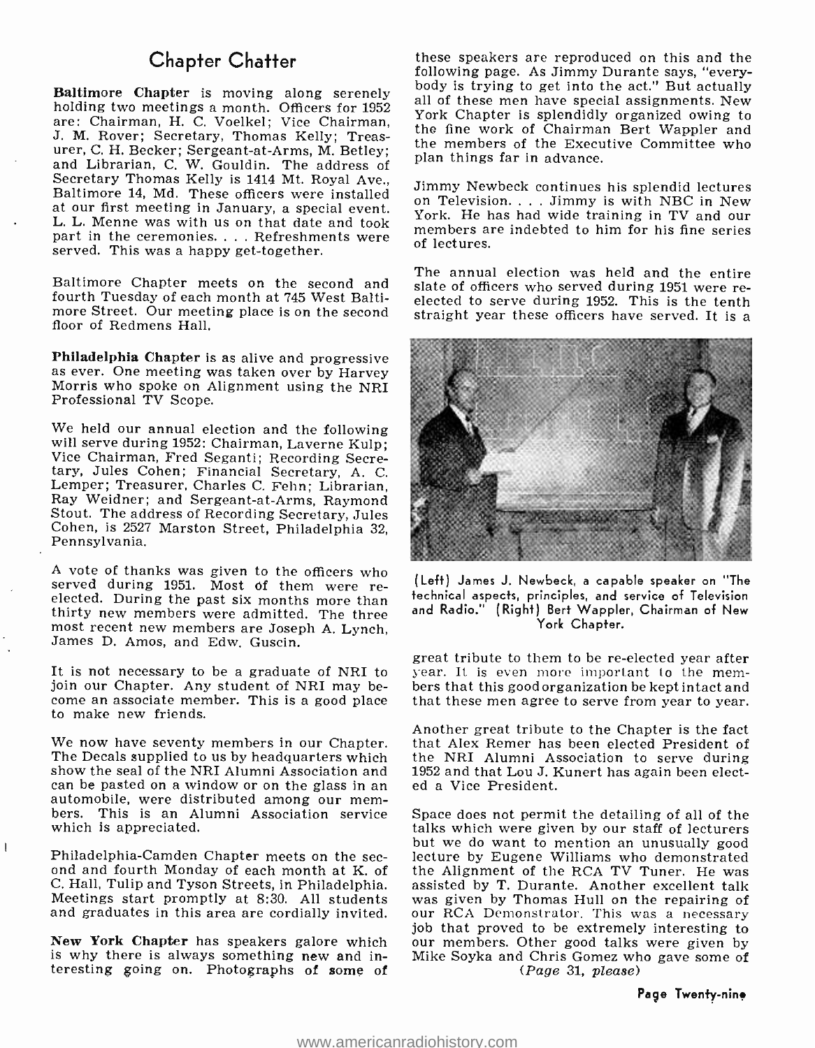## Chapter Chatter

**Baltimore Chapter** is moving along serenely holding two meetings a month. Officers for 1952 are: Chairman, H. C. Voelkel; Vice Chairman, J. M. Rover; Secretary, Thomas Kelly; Treasurer, C. H. Becker; Sergeant-at-Arms, M. Betley; and Librarian, C. W. Gouldin. The address of Secretary Thomas Kelly is 1414 Mt. Royal Ave., Baltimore 14, Md. These officers were installed at our first meeting in January, a special event. L. L. Menne was with us on that date and took part in the ceremonies. . . . Refreshments were served. This was a happy get-together.

Baltimore Chapter meets on the second and fourth Tuesday of each month at 745 West Baltimore Street. Our meeting place is on the second floor of Redmens Hall.

**Philadelphia Chapter** is as alive and progressive as ever. One meeting was taken over by Harvey Morris who spoke on Alignment using the NRI Professional TV Scope.

We held our annual election and the following will serve during 1952: Chairman, Laverne Kulp; Vice Chairman, Fred Seganti; Recording Secretary, Jules Cohen; Financial Secretary, A. C. Lemper; Treasurer, Charles C. Fehn; Librarian, Ray Weidner; and Sergeant-at-Arms, Raymond Stout. The address of Recording Secretary, Jules Cohen, is 2527 Marston Street, Philadelphia 32, Pennsylvania.

A vote of thanks was given to the officers who served during 1951. Most of them were re-elected. During the past six months more than thirty new members were admitted. The three most recent new members are Joseph A. Lynch, James D. Amos, and Edw. Guscin.

It is not necessary to be a graduate of NRI to join our Chapter. Any student of NRI may become an associate member. This is a good place to make new friends.

We now have seventy members in our Chapter. The Decals supplied to us by headquarters which show the seal of the NRI Alumni Association and can be pasted on a window or on the glass in an automobile, were distributed among our members. This is an Alumni Association service which is appreciated.

Philadelphia-Camden Chapter meets on the second and fourth Monday of each month at K. of C. Hall, Tulip and Tyson Streets, in Philadelphia. Meetings start promptly at 8:30. All students and graduates in this area are cordially invited.

**New York Chapter** has speakers galore which is why there is always something new and interesting going on. Photographs of some of these speakers are reproduced on this and the following page. As Jimmy Durante says, "everybody is trying to get into the act." But actually all of these men have special assignments. New York Chapter is splendidly organized owing to the fine work of Chairman Bert Wappler and the members of the Executive Committee who plan things far in advance.

Jimmy Newbeck continues his splendid lectures on Television. . . . Jimmy is with NBC in New York. He has had wide training in TV and our members are indebted to him for his fine series of lectures.

The annual election was held and the entire slate of officers who served during 1951 were re-elected to serve during 1952. This is the tenth straight year these officers have served. It is a great tribute to them to be re-elected year after year. It is even more important to the members that this good organization be kept intact and that these men agree to serve from year to year.

(Left) James J. Newbeck, a capable speaker on "The technical aspects, principles, and service of Television and Radio." (Right) Bert Wappler, Chairman of New York Chapter.

Another great tribute to the Chapter is the fact that Alex Remer has been elected President of the NRI Alumni Association to serve during 1952 and that Lou J. Kunert has again been elected a Vice President.

Space does not permit the detailing of all of the talks which were given by our staff of lecturers but we do want to mention an unusually good lecture by Eugene Williams who demonstrated the Alignment of the RCA TV Tuner. He was assisted by T. Durante. Another excellent talk was given by Thomas Hull on the repairing of our RCA Demonstrator. This was a necessary job that proved to be extremely interesting to our members. Other good talks were given by Mike Soyka and Chris Gomez who gave some of

*(Page 31, please)*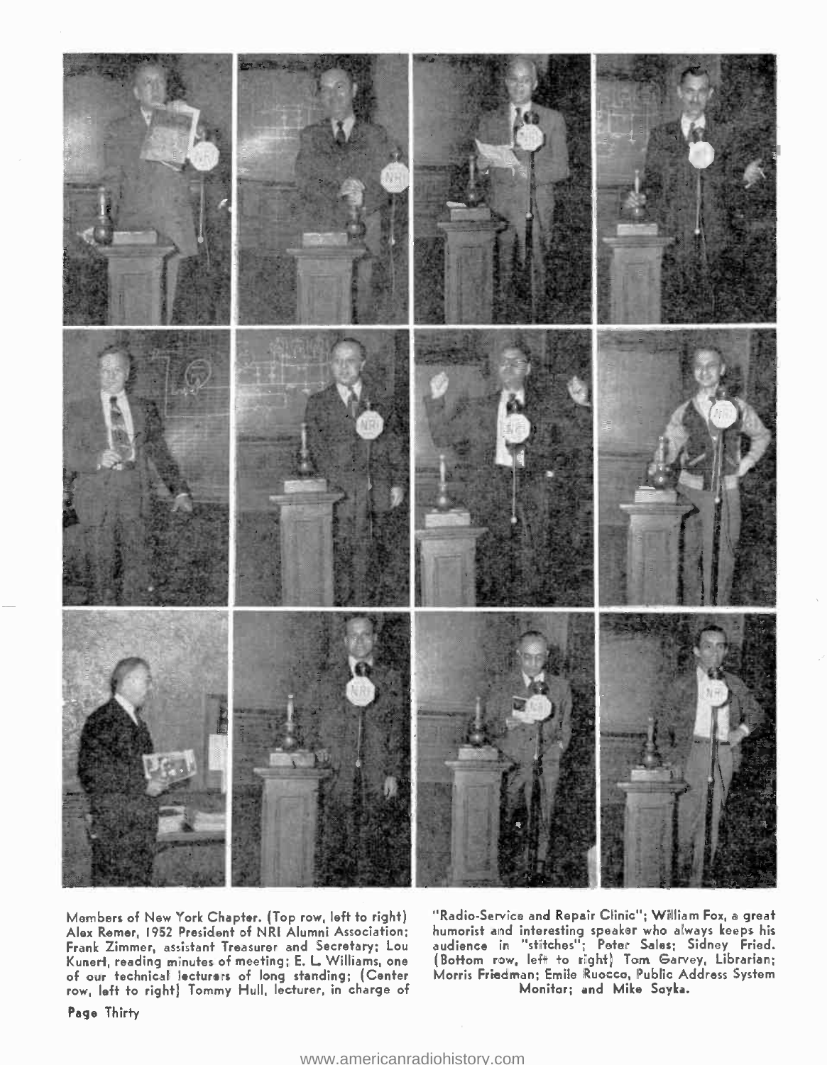Members of New York Chapter. (Top row, left to right) Alex Remer, 1952 President of NRI Alumni Association; Frank Zimmer, assistant Treasurer and Secretary; Lou Kunert, reading minutes of meeting; E. L. Williams, one of our technical lecturers of long standing; (Center row, left to right) Tommy Hull, lecturer, in charge of "Radio-Service and Repair Clinic"; William Fox, a great humorist and interesting speaker who always keeps his audience in "stitches"; Peter Sales; Sidney Fried. (Bottom row, left to right) Tom Garvey, Librarian; Morris Friedman; Emile Ruocco, Public Address System Monitor; and Mike Soyka.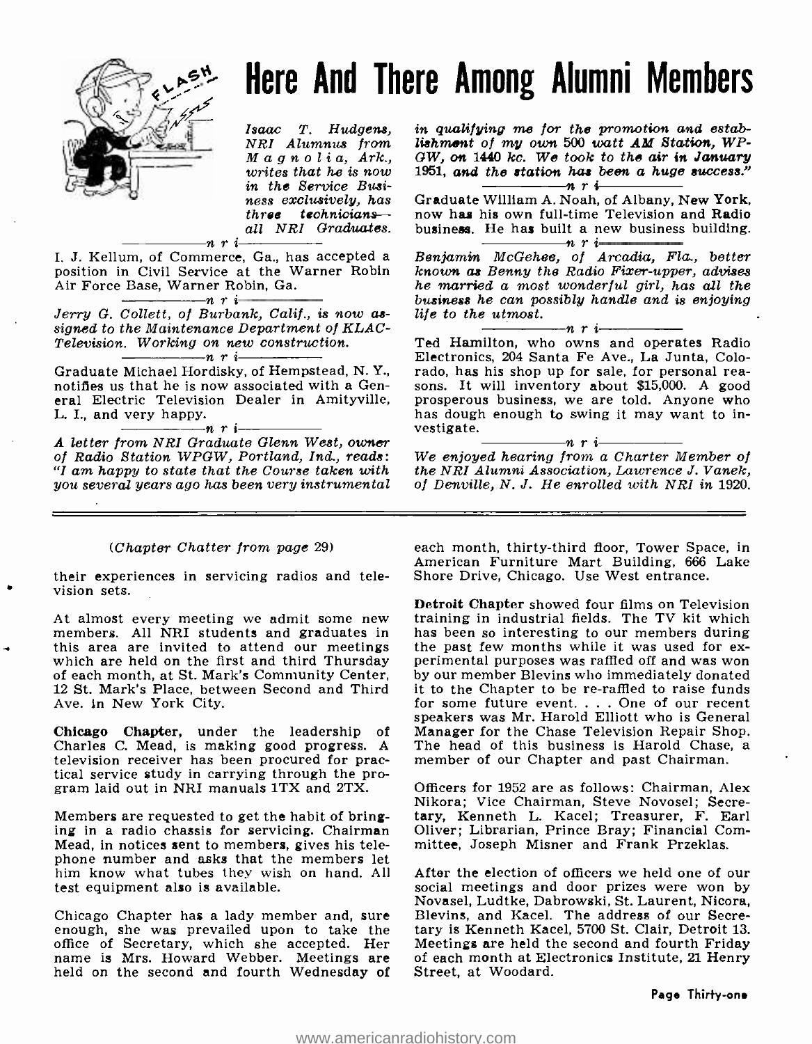# Here And There Among Alumni Members

*Isaac T. Hudgens, NRI Alumnus from Magnolia, Ark., writes that he is now in the Service Business exclusively, has three technicians—all NRI Graduates.*

—n r i—

I. J. Kellum, of Commerce, Ga., has accepted a position in Civil Service at the Warner Robin Air Force Base, Warner Robin, Ga.

—n r i—

*Jerry G. Collett, of Burbank, Calif., is now assigned to the Maintenance Department of KLAC-Television. Working on new construction.*

—n r i—

Graduate Michael Hordisky, of Hempstead, N. Y., notifies us that he is now associated with a General Electric Television Dealer in Amityville, L. I., and very happy.

—n r i—

*A letter from NRI Graduate Glenn West, owner of Radio Station WPGW, Portland, Ind., reads: "I am happy to state that the Course taken with you several years ago has been very instrumental in qualifying me for the promotion and establishment of my own 500 watt AM Station, WPGW, on 1440 kc. We took to the air in January 1951, and the station has been a huge success."*

—n r i—

Graduate William A. Noah, of Albany, New York, now has his own full-time Television and Radio business. He has built a new business building.

—n r i—

*Benjamin McGehee, of Arcadia, Fla., better known as Benny the Radio Fixer-upper, advises he married a most wonderful girl, has all the business he can possibly handle and is enjoying life to the utmost.*

—n r i—

Ted Hamilton, who owns and operates Radio Electronics, 204 Santa Fe Ave., La Junta, Colorado, has his shop up for sale, for personal reasons. It will inventory about $15,000. A good prosperous business, we are told. Anyone who has dough enough to swing it may want to investigate.

—n r i—

*We enjoyed hearing from a Charter Member of the NRI Alumni Association, Lawrence J. Vanek, of Denville, N. J. He enrolled with NRI in 1920.*

---

*(Chapter Chatter from page 29)*

their experiences in servicing radios and television sets.

At almost every meeting we admit some new members. All NRI students and graduates in this area are invited to attend our meetings which are held on the first and third Thursday of each month, at St. Mark's Community Center, 12 St. Mark's Place, between Second and Third Ave. in New York City.

**Chicago Chapter,** under the leadership of Charles C. Mead, is making good progress. A television receiver has been procured for practical service study in carrying through the program laid out in NRI manuals 1TX and 2TX.

Members are requested to get the habit of bringing in a radio chassis for servicing. Chairman Mead, in notices sent to members, gives his telephone number and asks that the members let him know what tubes they wish on hand. All test equipment also is available.

Chicago Chapter has a lady member and, sure enough, she was prevailed upon to take the office of Secretary, which she accepted. Her name is Mrs. Howard Webber. Meetings are held on the second and fourth Wednesday of each month, thirty-third floor, Tower Space, in American Furniture Mart Building, 666 Lake Shore Drive, Chicago. Use West entrance.

**Detroit Chapter** showed four films on Television training in industrial fields. The TV kit which has been so interesting to our members during the past few months while it was used for experimental purposes was raffled off and was won by our member Blevins who immediately donated it to the Chapter to be re-raffled to raise funds for some future event. . . . One of our recent speakers was Mr. Harold Elliott who is General Manager for the Chase Television Repair Shop. The head of this business is Harold Chase, a member of our Chapter and past Chairman.

Officers for 1952 are as follows: Chairman, Alex Nikora; Vice Chairman, Steve Novosel; Secretary, Kenneth L. Kacel; Treasurer, F. Earl Oliver; Librarian, Prince Bray; Financial Committee, Joseph Misner and Frank Przeklas.

After the election of officers we held one of our social meetings and door prizes were won by Novasel, Ludtke, Dabrowski, St. Laurent, Nicora, Blevins, and Kacel. The address of our Secretary is Kenneth Kacel, 5700 St. Clair, Detroit 13. Meetings are held the second and fourth Friday of each month at Electronics Institute, 21 Henry Street, at Woodard.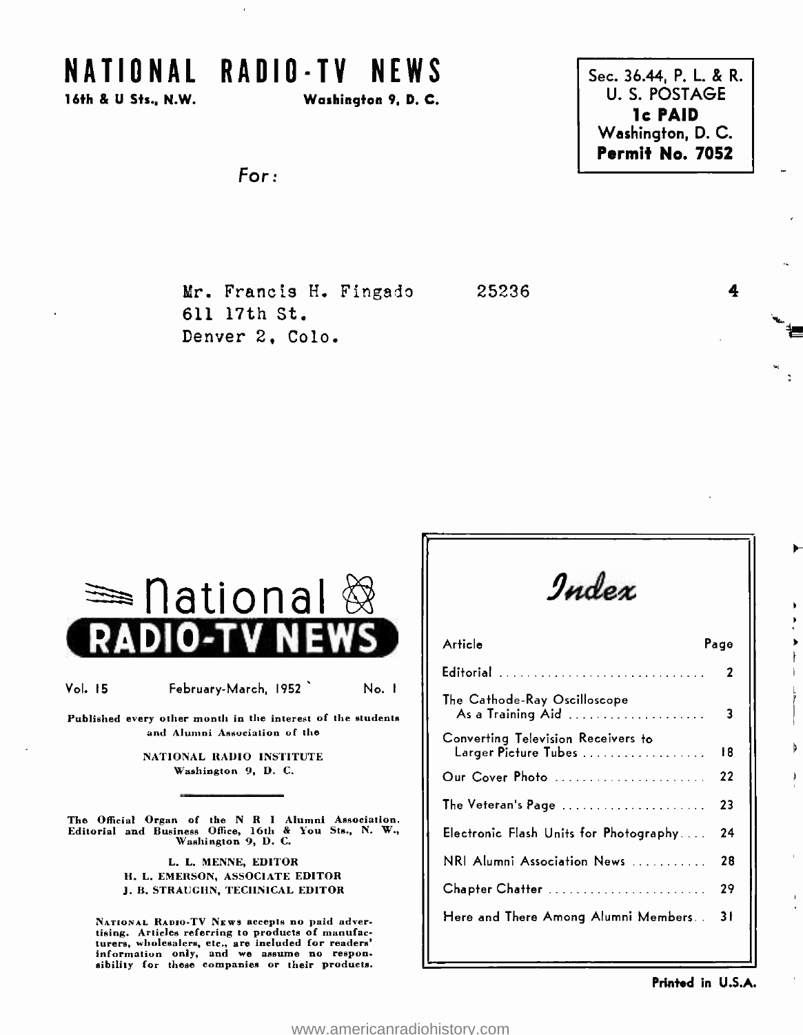# NATIONAL RADIO-TV NEWS

**16th & U Sts., N.W.** **Washington 9, D. C.**

Sec. 36.44, P. L. & R.
U. S. POSTAGE
**1c PAID**
Washington, D. C.
**Permit No. 7052**

*For:*

Mr. Francis H. Fingado 25236 **4**
611 17th St.
Denver 2, Colo.

## National RADIO-TV NEWS

Vol. 15 February-March, 1952 No. 1

**Published every other month in the interest of the students and Alumni Association of the**

NATIONAL RADIO INSTITUTE
Washington 9, D. C.

**The Official Organ of the N R I Alumni Association. Editorial and Business Office, 16th & You Sts., N. W., Washington 9, D. C.**

L. L. MENNE, EDITOR
H. L. EMERSON, ASSOCIATE EDITOR
J. B. STRAUGHN, TECHNICAL EDITOR

NATIONAL RADIO-TV NEWS accepts no paid advertising. Articles referring to products of manufacturers, wholesalers, etc., are included for readers' information only, and we assume no responsibility for these companies or their products.

## *Index*

| Article | Page |
|---|---|
| Editorial | 2 |
| The Cathode-Ray Oscilloscope As a Training Aid | 3 |
| Converting Television Receivers to Larger Picture Tubes | 18 |
| Our Cover Photo | 22 |
| The Veteran's Page | 23 |
| Electronic Flash Units for Photography | 24 |
| NRI Alumni Association News | 28 |
| Chapter Chatter | 29 |
| Here and There Among Alumni Members | 31 |

**Printed in U.S.A.**